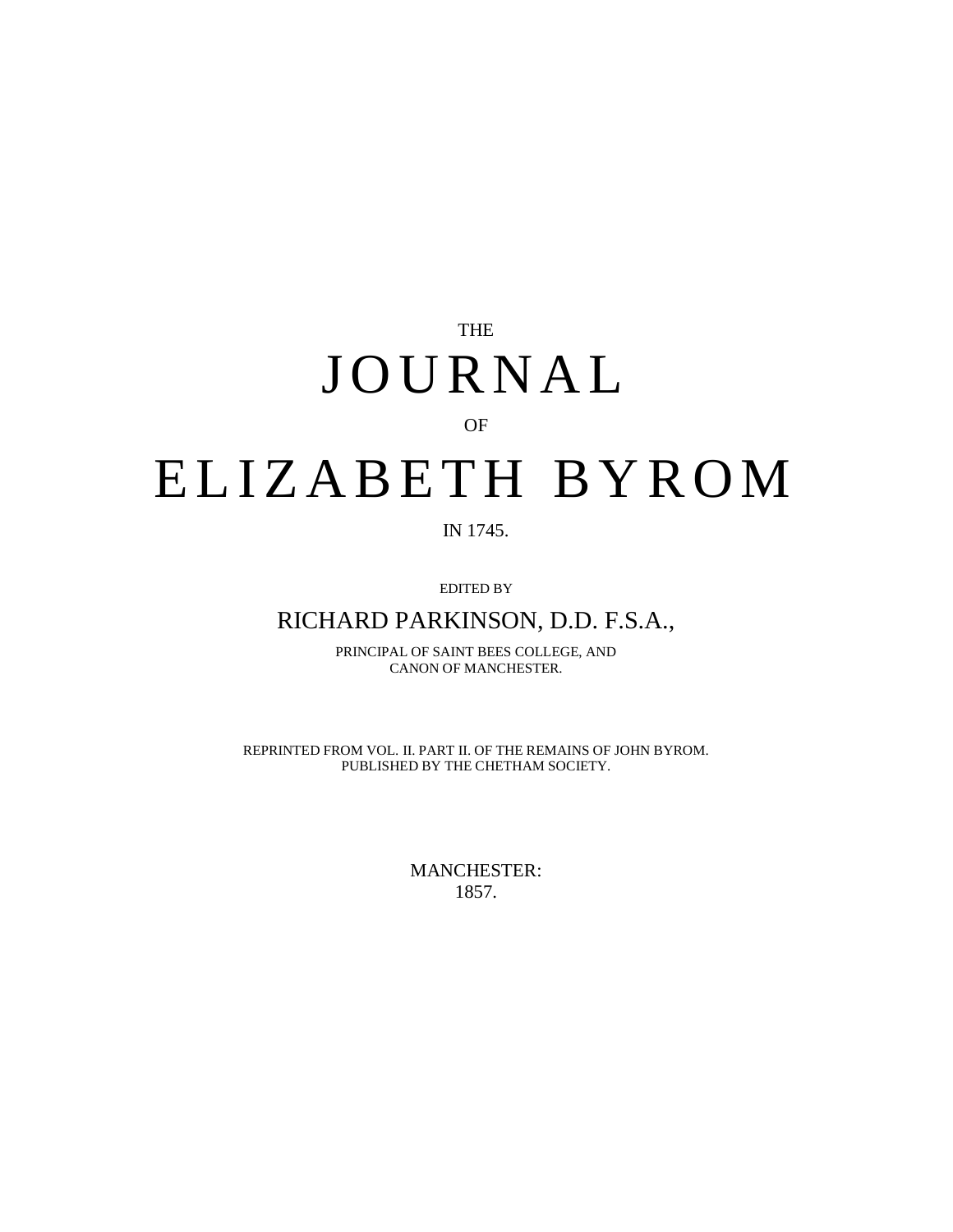THE

# JOURNAL

OF

# ELIZABETH BYROM

IN 1745.

EDITED BY

RICHARD PARKINSON, D.D. F.S.A.,

PRINCIPAL OF SAINT BEES COLLEGE, AND
CANON OF MANCHESTER.

REPRINTED FROM VOL. II. PART II. OF THE REMAINS OF JOHN BYROM.
PUBLISHED BY THE CHETHAM SOCIETY.

MANCHESTER:
1857.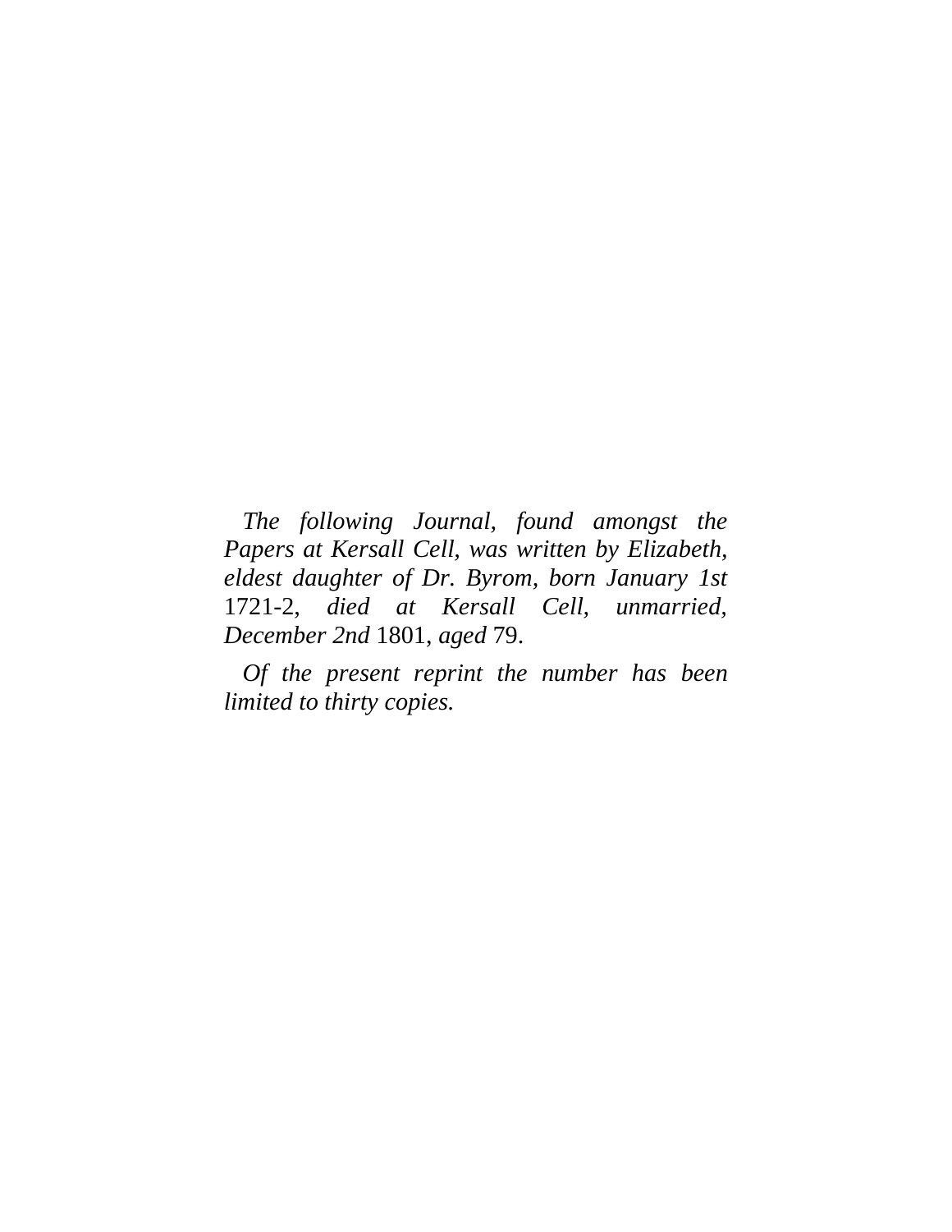*The following Journal, found amongst the Papers at Kersall Cell, was written by Elizabeth, eldest daughter of Dr. Byrom, born January 1st* 1721-2, *died at Kersall Cell, unmarried, December 2nd* 1801, *aged* 79.

*Of the present reprint the number has been limited to thirty copies.*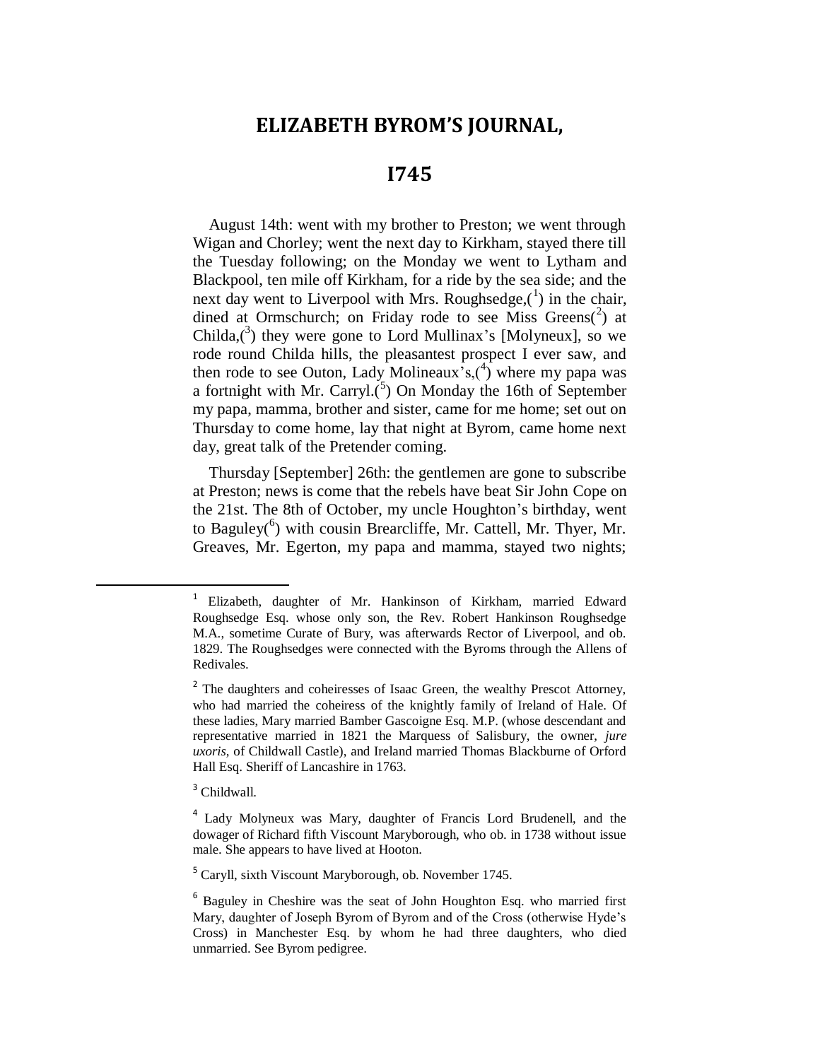# ELIZABETH BYROM'S JOURNAL,

# I745

August 14th: went with my brother to Preston; we went through Wigan and Chorley; went the next day to Kirkham, stayed there till the Tuesday following; on the Monday we went to Lytham and Blackpool, ten mile off Kirkham, for a ride by the sea side; and the next day went to Liverpool with Mrs. Roughsedge,([1]) in the chair, dined at Ormschurch; on Friday rode to see Miss Greens([2]) at Childa,([3]) they were gone to Lord Mullinax's [Molyneux], so we rode round Childa hills, the pleasantest prospect I ever saw, and then rode to see Outon, Lady Molineaux's,([4]) where my papa was a fortnight with Mr. Carryl.([5]) On Monday the 16th of September my papa, mamma, brother and sister, came for me home; set out on Thursday to come home, lay that night at Byrom, came home next day, great talk of the Pretender coming.

Thursday [September] 26th: the gentlemen are gone to subscribe at Preston; news is come that the rebels have beat Sir John Cope on the 21st. The 8th of October, my uncle Houghton's birthday, went to Baguley([6]) with cousin Brearcliffe, Mr. Cattell, Mr. Thyer, Mr. Greaves, Mr. Egerton, my papa and mamma, stayed two nights;

---

[1] Elizabeth, daughter of Mr. Hankinson of Kirkham, married Edward Roughsedge Esq. whose only son, the Rev. Robert Hankinson Roughsedge M.A., sometime Curate of Bury, was afterwards Rector of Liverpool, and ob. 1829. The Roughsedges were connected with the Byroms through the Allens of Redivales.

[2] The daughters and coheiresses of Isaac Green, the wealthy Prescot Attorney, who had married the coheiress of the knightly family of Ireland of Hale. Of these ladies, Mary married Bamber Gascoigne Esq. M.P. (whose descendant and representative married in 1821 the Marquess of Salisbury, the owner, *jure uxoris*, of Childwall Castle), and Ireland married Thomas Blackburne of Orford Hall Esq. Sheriff of Lancashire in 1763.

[3] Childwall.

[4] Lady Molyneux was Mary, daughter of Francis Lord Brudenell, and the dowager of Richard fifth Viscount Maryborough, who ob. in 1738 without issue male. She appears to have lived at Hooton.

[5] Caryll, sixth Viscount Maryborough, ob. November 1745.

[6] Baguley in Cheshire was the seat of John Houghton Esq. who married first Mary, daughter of Joseph Byrom of Byrom and of the Cross (otherwise Hyde's Cross) in Manchester Esq. by whom he had three daughters, who died unmarried. See Byrom pedigree.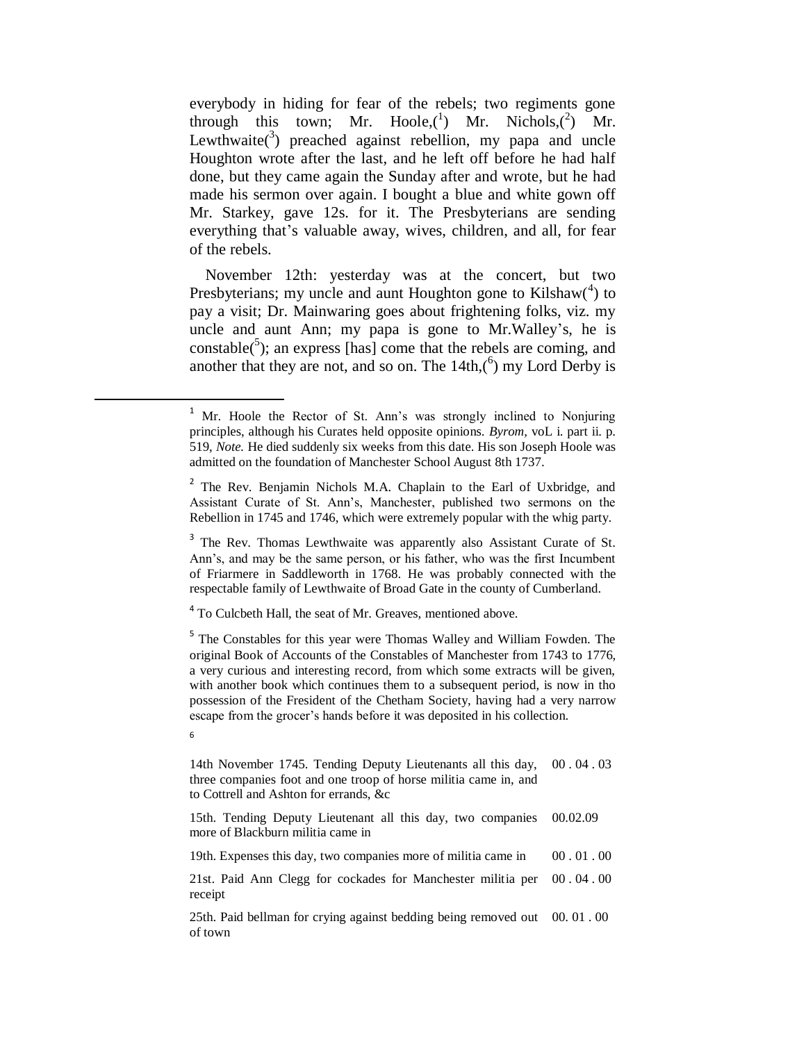everybody in hiding for fear of the rebels; two regiments gone through this town; Mr. Hoole,([1]) Mr. Nichols,([2]) Mr. Lewthwaite([3]) preached against rebellion, my papa and uncle Houghton wrote after the last, and he left off before he had half done, but they came again the Sunday after and wrote, but he had made his sermon over again. I bought a blue and white gown off Mr. Starkey, gave 12s. for it. The Presbyterians are sending everything that's valuable away, wives, children, and all, for fear of the rebels.

November 12th: yesterday was at the concert, but two Presbyterians; my uncle and aunt Houghton gone to Kilshaw([4]) to pay a visit; Dr. Mainwaring goes about frightening folks, viz. my uncle and aunt Ann; my papa is gone to Mr.Walley's, he is constable([5]); an express [has] come that the rebels are coming, and another that they are not, and so on. The 14th,([6]) my Lord Derby is

---

[1] Mr. Hoole the Rector of St. Ann's was strongly inclined to Nonjuring principles, although his Curates held opposite opinions. *Byrom,* voL i. part ii. p. 519, *Note.* He died suddenly six weeks from this date. His son Joseph Hoole was admitted on the foundation of Manchester School August 8th 1737.

[2] The Rev. Benjamin Nichols M.A. Chaplain to the Earl of Uxbridge, and Assistant Curate of St. Ann's, Manchester, published two sermons on the Rebellion in 1745 and 1746, which were extremely popular with the whig party.

[3] The Rev. Thomas Lewthwaite was apparently also Assistant Curate of St. Ann's, and may be the same person, or his father, who was the first Incumbent of Friarmere in Saddleworth in 1768. He was probably connected with the respectable family of Lewthwaite of Broad Gate in the county of Cumberland.

[4] To Culcbeth Hall, the seat of Mr. Greaves, mentioned above.

[5] The Constables for this year were Thomas Walley and William Fowden. The original Book of Accounts of the Constables of Manchester from 1743 to 1776, a very curious and interesting record, from which some extracts will be given, with another book which continues them to a subsequent period, is now in tho possession of the Fresident of the Chetham Society, having had a very narrow escape from the grocer's hands before it was deposited in his collection.

[6]

| | |
|---|---|
| 14th November 1745. Tending Deputy Lieutenants all this day, three companies foot and one troop of horse militia came in, and to Cottrell and Ashton for errands, &c | 00 . 04 . 03 |
| 15th. Tending Deputy Lieutenant all this day, two companies more of Blackburn militia came in | 00.02.09 |
| 19th. Expenses this day, two companies more of militia came in | 00 . 01 . 00 |
| 21st. Paid Ann Clegg for cockades for Manchester militia per receipt | 00 . 04 . 00 |
| 25th. Paid bellman for crying against bedding being removed out of town | 00. 01 . 00 |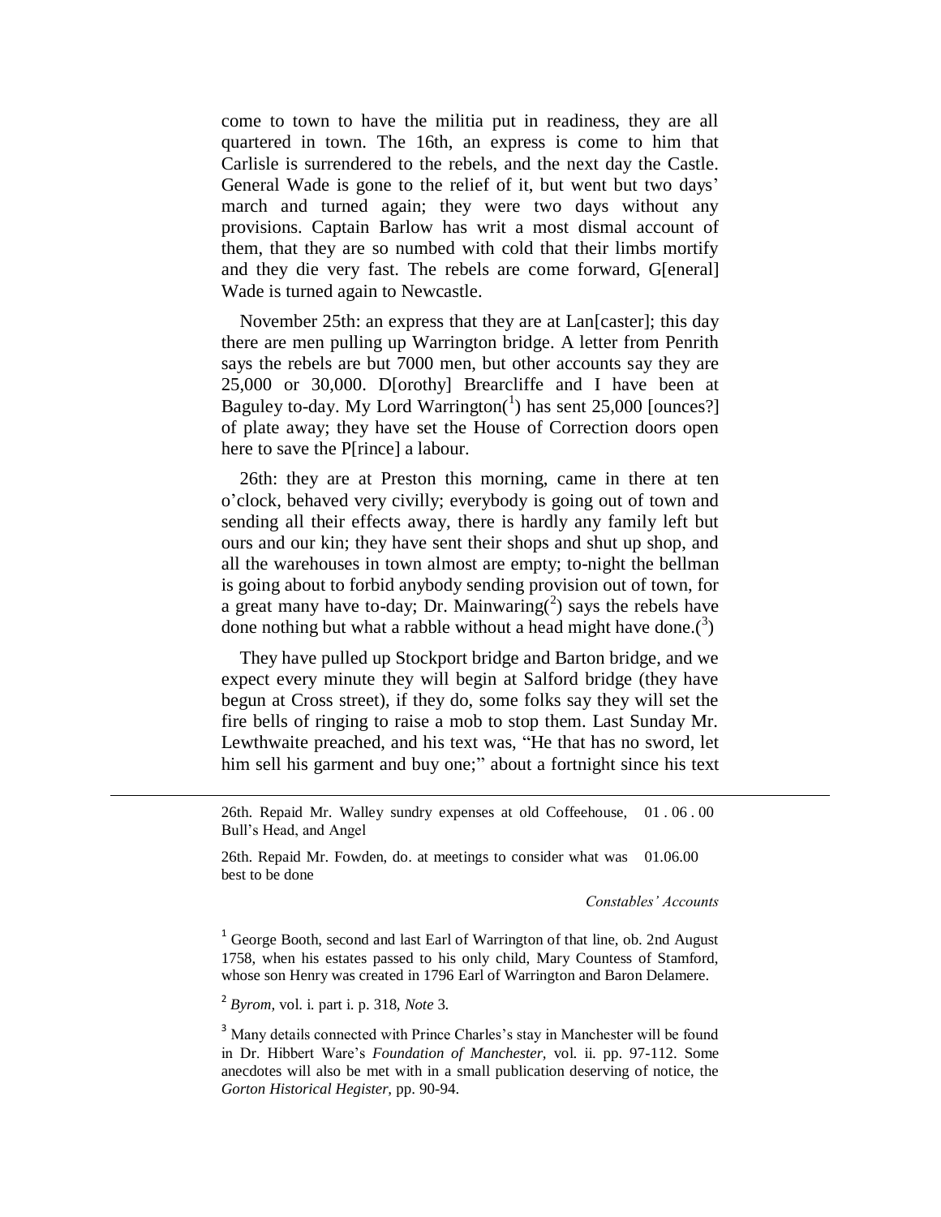come to town to have the militia put in readiness, they are all quartered in town. The 16th, an express is come to him that Carlisle is surrendered to the rebels, and the next day the Castle. General Wade is gone to the relief of it, but went but two days' march and turned again; they were two days without any provisions. Captain Barlow has writ a most dismal account of them, that they are so numbed with cold that their limbs mortify and they die very fast. The rebels are come forward, G[eneral] Wade is turned again to Newcastle.

November 25th: an express that they are at Lan[caster]; this day there are men pulling up Warrington bridge. A letter from Penrith says the rebels are but 7000 men, but other accounts say they are 25,000 or 30,000. D[orothy] Brearcliffe and I have been at Baguley to-day. My Lord Warrington([1]) has sent 25,000 [ounces?] of plate away; they have set the House of Correction doors open here to save the P[rince] a labour.

26th: they are at Preston this morning, came in there at ten o'clock, behaved very civilly; everybody is going out of town and sending all their effects away, there is hardly any family left but ours and our kin; they have sent their shops and shut up shop, and all the warehouses in town almost are empty; to-night the bellman is going about to forbid anybody sending provision out of town, for a great many have to-day; Dr. Mainwaring([2]) says the rebels have done nothing but what a rabble without a head might have done.([3])

They have pulled up Stockport bridge and Barton bridge, and we expect every minute they will begin at Salford bridge (they have begun at Cross street), if they do, some folks say they will set the fire bells of ringing to raise a mob to stop them. Last Sunday Mr. Lewthwaite preached, and his text was, "He that has no sword, let him sell his garment and buy one;" about a fortnight since his text

---

| | |
|---|---|
| 26th. Repaid Mr. Walley sundry expenses at old Coffeehouse, Bull's Head, and Angel | 01 . 06 . 00 |
| 26th. Repaid Mr. Fowden, do. at meetings to consider what was best to be done | 01.06.00 |

*Constables' Accounts*

[1] George Booth, second and last Earl of Warrington of that line, ob. 2nd August 1758, when his estates passed to his only child, Mary Countess of Stamford, whose son Henry was created in 1796 Earl of Warrington and Baron Delamere.

[2] *Byrom,* vol. i. part i. p. 318, *Note* 3.

[3] Many details connected with Prince Charles's stay in Manchester will be found in Dr. Hibbert Ware's *Foundation of Manchester,* vol. ii. pp. 97-112. Some anecdotes will also be met with in a small publication deserving of notice, the *Gorton Historical Hegister,* pp. 90-94.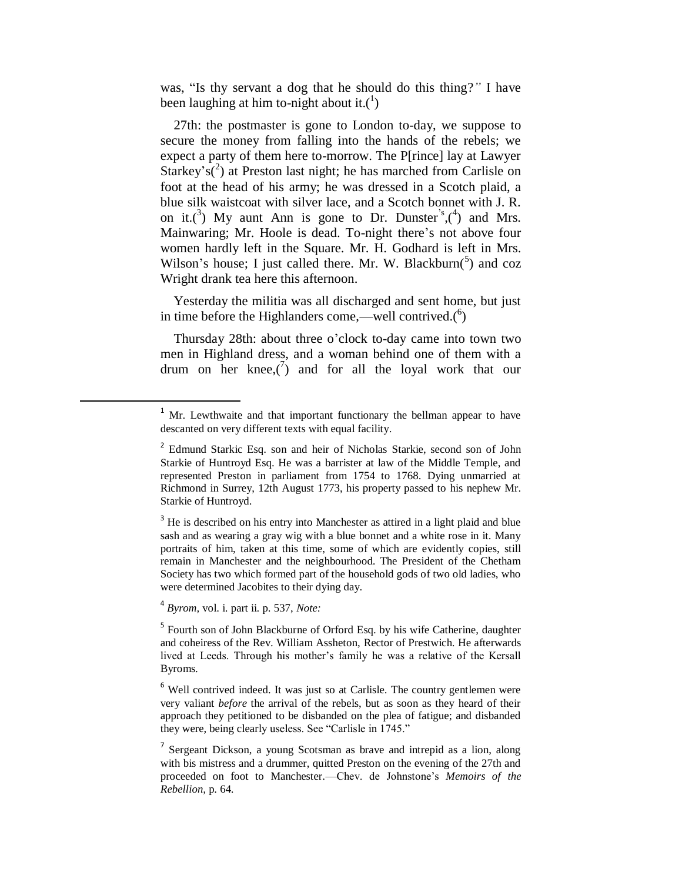was, "Is thy servant a dog that he should do this thing?" I have been laughing at him to-night about it.([1])

27th: the postmaster is gone to London to-day, we suppose to secure the money from falling into the hands of the rebels; we expect a party of them here to-morrow. The P[rince] lay at Lawyer Starkey's([2]) at Preston last night; he has marched from Carlisle on foot at the head of his army; he was dressed in a Scotch plaid, a blue silk waistcoat with silver lace, and a Scotch bonnet with J. R. on it.([3]) My aunt Ann is gone to Dr. Dunster's,([4]) and Mrs. Mainwaring; Mr. Hoole is dead. To-night there's not above four women hardly left in the Square. Mr. H. Godhard is left in Mrs. Wilson's house; I just called there. Mr. W. Blackburn([5]) and coz Wright drank tea here this afternoon.

Yesterday the militia was all discharged and sent home, but just in time before the Highlanders come,—well contrived.([6])

Thursday 28th: about three o'clock to-day came into town two men in Highland dress, and a woman behind one of them with a drum on her knee,([7]) and for all the loyal work that our

---

[1] Mr. Lewthwaite and that important functionary the bellman appear to have descanted on very different texts with equal facility.

[2] Edmund Starkic Esq. son and heir of Nicholas Starkie, second son of John Starkie of Huntroyd Esq. He was a barrister at law of the Middle Temple, and represented Preston in parliament from 1754 to 1768. Dying unmarried at Richmond in Surrey, 12th August 1773, his property passed to his nephew Mr. Starkie of Huntroyd.

[3] He is described on his entry into Manchester as attired in a light plaid and blue sash and as wearing a gray wig with a blue bonnet and a white rose in it. Many portraits of him, taken at this time, some of which are evidently copies, still remain in Manchester and the neighbourhood. The President of the Chetham Society has two which formed part of the household gods of two old ladies, who were determined Jacobites to their dying day.

[4] *Byrom,* vol. i. part ii. p. 537, *Note:*

[5] Fourth son of John Blackburne of Orford Esq. by his wife Catherine, daughter and coheiress of the Rev. William Assheton, Rector of Prestwich. He afterwards lived at Leeds. Through his mother's family he was a relative of the Kersall Byroms.

[6] Well contrived indeed. It was just so at Carlisle. The country gentlemen were very valiant *before* the arrival of the rebels, but as soon as they heard of their approach they petitioned to be disbanded on the plea of fatigue; and disbanded they were, being clearly useless. See "Carlisle in 1745."

[7] Sergeant Dickson, a young Scotsman as brave and intrepid as a lion, along with bis mistress and a drummer, quitted Preston on the evening of the 27th and proceeded on foot to Manchester.—Chev. de Johnstone's *Memoirs of the Rebellion,* p. 64.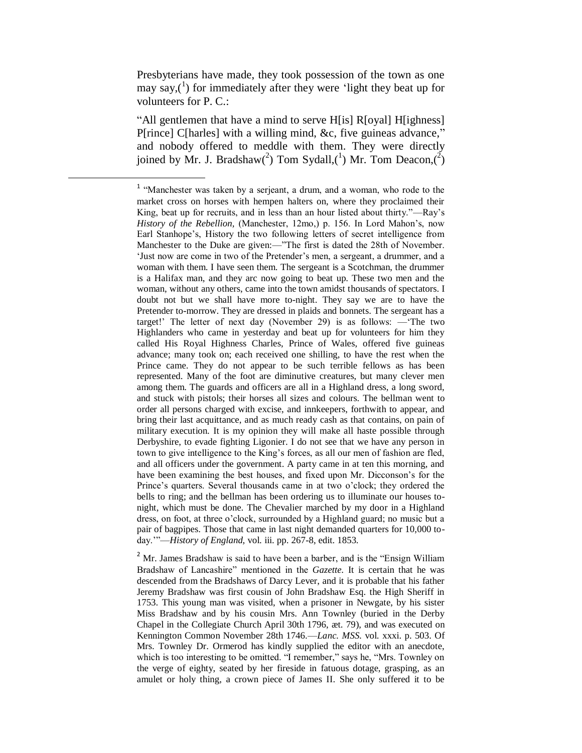Presbyterians have made, they took possession of the town as one may say,([1]) for immediately after they were 'light they beat up for volunteers for P. C.:

"All gentlemen that have a mind to serve H[is] R[oyal] H[ighness] P[rince] C[harles] with a willing mind, &c, five guineas advance," and nobody offered to meddle with them. They were directly joined by Mr. J. Bradshaw([2]) Tom Sydall,([1]) Mr. Tom Deacon,([2])

---

[1] "Manchester was taken by a serjeant, a drum, and a woman, who rode to the market cross on horses with hempen halters on, where they proclaimed their King, beat up for recruits, and in less than an hour listed about thirty."—Ray's *History of the Rebellion*, (Manchester, 12mo,) p. 156. In Lord Mahon's, now Earl Stanhope's, History the two following letters of secret intelligence from Manchester to the Duke are given:—"The first is dated the 28th of November. 'Just now are come in two of the Pretender's men, a sergeant, a drummer, and a woman with them. I have seen them. The sergeant is a Scotchman, the drummer is a Halifax man, and they arc now going to beat up. These two men and the woman, without any others, came into the town amidst thousands of spectators. I doubt not but we shall have more to-night. They say we are to have the Pretender to-morrow. They are dressed in plaids and bonnets. The sergeant has a target!' The letter of next day (November 29) is as follows: —'The two Highlanders who came in yesterday and beat up for volunteers for him they called His Royal Highness Charles, Prince of Wales, offered five guineas advance; many took on; each received one shilling, to have the rest when the Prince came. They do not appear to be such terrible fellows as has been represented. Many of the foot are diminutive creatures, but many clever men among them. The guards and officers are all in a Highland dress, a long sword, and stuck with pistols; their horses all sizes and colours. The bellman went to order all persons charged with excise, and innkeepers, forthwith to appear, and bring their last acquittance, and as much ready cash as that contains, on pain of military execution. It is my opinion they will make all haste possible through Derbyshire, to evade fighting Ligonier. I do not see that we have any person in town to give intelligence to the King's forces, as all our men of fashion are fled, and all officers under the government. A party came in at ten this morning, and have been examining the best houses, and fixed upon Mr. Dicconson's for the Prince's quarters. Several thousands came in at two o'clock; they ordered the bells to ring; and the bellman has been ordering us to illuminate our houses to-night, which must be done. The Chevalier marched by my door in a Highland dress, on foot, at three o'clock, surrounded by a Highland guard; no music but a pair of bagpipes. Those that came in last night demanded quarters for 10,000 to-day.'"—*History of England,* vol. iii. pp. 267-8, edit. 1853.

[2] Mr. James Bradshaw is said to have been a barber, and is the "Ensign William Bradshaw of Lancashire" mentioned in the *Gazette*. It is certain that he was descended from the Bradshaws of Darcy Lever, and it is probable that his father Jeremy Bradshaw was first cousin of John Bradshaw Esq. the High Sheriff in 1753. This young man was visited, when a prisoner in Newgate, by his sister Miss Bradshaw and by his cousin Mrs. Ann Townley (buried in the Derby Chapel in the Collegiate Church April 30th 1796, æt. 79), and was executed on Kennington Common November 28th 1746.—*Lanc. MSS.* vol. xxxi. p. 503. Of Mrs. Townley Dr. Ormerod has kindly supplied the editor with an anecdote, which is too interesting to be omitted. "I remember," says he, "Mrs. Townley on the verge of eighty, seated by her fireside in fatuous dotage, grasping, as an amulet or holy thing, a crown piece of James II. She only suffered it to be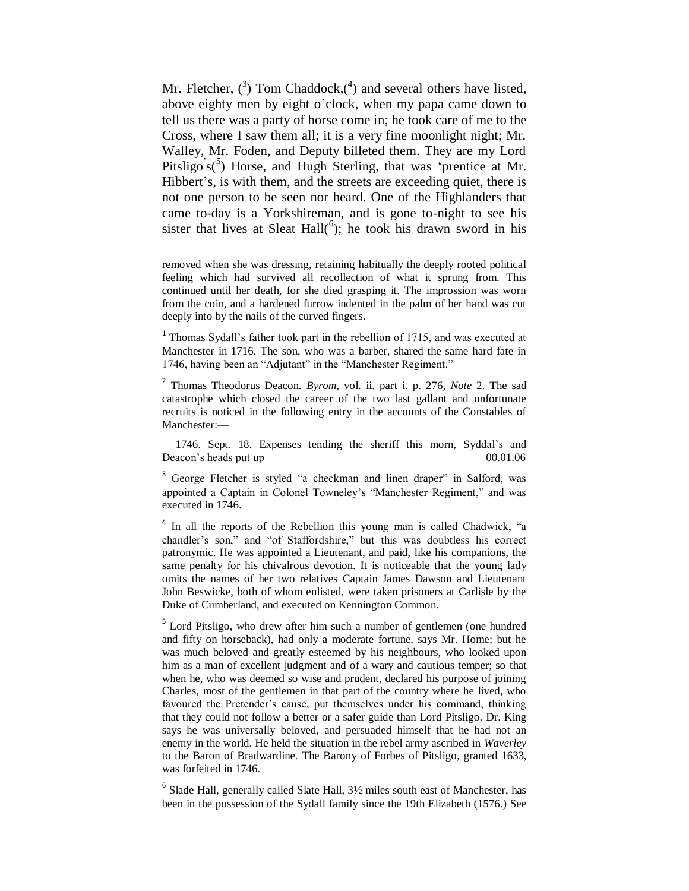Mr. Fletcher, ([3]) Tom Chaddock,([4]) and several others have listed, above eighty men by eight o'clock, when my papa came down to tell us there was a party of horse come in; he took care of me to the Cross, where I saw them all; it is a very fine moonlight night; Mr. Walley, Mr. Foden, and Deputy billeted them. They are my Lord Pitsligo's([5]) Horse, and Hugh Sterling, that was 'prentice at Mr. Hibbert's, is with them, and the streets are exceeding quiet, there is not one person to be seen nor heard. One of the Highlanders that came to-day is a Yorkshireman, and is gone to-night to see his sister that lives at Sleat Hall([6]); he took his drawn sword in his

---

removed when she was dressing, retaining habitually the deeply rooted political feeling which had survived all recollection of what it sprung from. This continued until her death, for she died grasping it. The impression was worn from the coin, and a hardened furrow indented in the palm of her hand was cut deeply into by the nails of the curved fingers.

[1] Thomas Sydall's father took part in the rebellion of 1715, and was executed at Manchester in 1716. The son, who was a barber, shared the same hard fate in 1746, having been an "Adjutant" in the "Manchester Regiment."

[2] Thomas Theodorus Deacon. *Byrom,* vol. ii. part i. p. 276, *Note* 2. The sad catastrophe which closed the career of the two last gallant and unfortunate recruits is noticed in the following entry in the accounts of the Constables of Manchester:—

1746. Sept. 18. Expenses tending the sheriff this morn, Syddal's and Deacon's heads put up 00.01.06

[3] George Fletcher is styled "a checkman and linen draper" in Salford, was appointed a Captain in Colonel Towneley's "Manchester Regiment," and was executed in 1746.

[4] In all the reports of the Rebellion this young man is called Chadwick, "a chandler's son," and "of Staffordshire," but this was doubtless his correct patronymic. He was appointed a Lieutenant, and paid, like his companions, the same penalty for his chivalrous devotion. It is noticeable that the young lady omits the names of her two relatives Captain James Dawson and Lieutenant John Beswicke, both of whom enlisted, were taken prisoners at Carlisle by the Duke of Cumberland, and executed on Kennington Common.

[5] Lord Pitsligo, who drew after him such a number of gentlemen (one hundred and fifty on horseback), had only a moderate fortune, says Mr. Home; but he was much beloved and greatly esteemed by his neighbours, who looked upon him as a man of excellent judgment and of a wary and cautious temper; so that when he, who was deemed so wise and prudent, declared his purpose of joining Charles, most of the gentlemen in that part of the country where he lived, who favoured the Pretender's cause, put themselves under his command, thinking that they could not follow a better or a safer guide than Lord Pitsligo. Dr. King says he was universally beloved, and persuaded himself that he had not an enemy in the world. He held the situation in the rebel army ascribed in *Waverley* to the Baron of Bradwardine. The Barony of Forbes of Pitsligo, granted 1633, was forfeited in 1746.

[6] Slade Hall, generally called Slate Hall, 3½ miles south east of Manchester, has been in the possession of the Sydall family since the 19th Elizabeth (1576.) See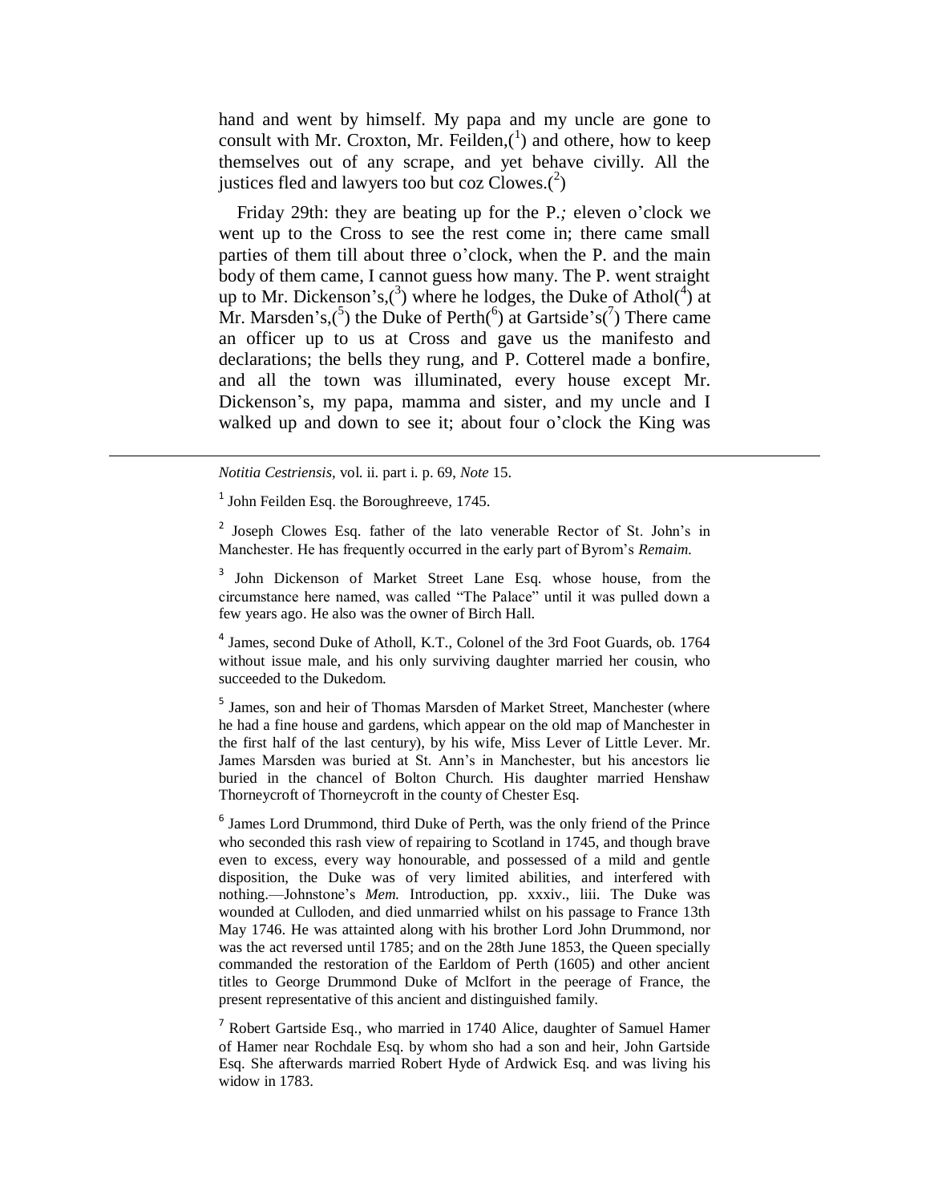hand and went by himself. My papa and my uncle are gone to consult with Mr. Croxton, Mr. Feilden,([1]) and othere, how to keep themselves out of any scrape, and yet behave civilly. All the justices fled and lawyers too but coz Clowes.([2])

Friday 29th: they are beating up for the P.*;* eleven o'clock we went up to the Cross to see the rest come in; there came small parties of them till about three o'clock, when the P. and the main body of them came, I cannot guess how many. The P. went straight up to Mr. Dickenson's,([3]) where he lodges, the Duke of Athol([4]) at Mr. Marsden's,([5]) the Duke of Perth([6]) at Gartside's([7]) There came an officer up to us at Cross and gave us the manifesto and declarations; the bells they rung, and P. Cotterel made a bonfire, and all the town was illuminated, every house except Mr. Dickenson's, my papa, mamma and sister, and my uncle and I walked up and down to see it; about four o'clock the King was

---

*Notitia Cestriensis*, vol. ii. part i. p. 69, *Note* 15.

[1] John Feilden Esq. the Boroughreeve, 1745.

[2] Joseph Clowes Esq. father of the lato venerable Rector of St. John's in Manchester. He has frequently occurred in the early part of Byrom's *Remaim.*

[3] John Dickenson of Market Street Lane Esq. whose house, from the circumstance here named, was called "The Palace" until it was pulled down a few years ago. He also was the owner of Birch Hall.

[4] James, second Duke of Atholl, K.T., Colonel of the 3rd Foot Guards, ob. 1764 without issue male, and his only surviving daughter married her cousin, who succeeded to the Dukedom.

[5] James, son and heir of Thomas Marsden of Market Street, Manchester (where he had a fine house and gardens, which appear on the old map of Manchester in the first half of the last century), by his wife, Miss Lever of Little Lever. Mr. James Marsden was buried at St. Ann's in Manchester, but his ancestors lie buried in the chancel of Bolton Church. His daughter married Henshaw Thorneycroft of Thorneycroft in the county of Chester Esq.

[6] James Lord Drummond, third Duke of Perth, was the only friend of the Prince who seconded this rash view of repairing to Scotland in 1745, and though brave even to excess, every way honourable, and possessed of a mild and gentle disposition, the Duke was of very limited abilities, and interfered with nothing.—Johnstone's *Mem.* Introduction, pp. xxxiv., liii. The Duke was wounded at Culloden, and died unmarried whilst on his passage to France 13th May 1746. He was attainted along with his brother Lord John Drummond, nor was the act reversed until 1785; and on the 28th June 1853, the Queen specially commanded the restoration of the Earldom of Perth (1605) and other ancient titles to George Drummond Duke of Mclfort in the peerage of France, the present representative of this ancient and distinguished family.

[7] Robert Gartside Esq., who married in 1740 Alice, daughter of Samuel Hamer of Hamer near Rochdale Esq. by whom sho had a son and heir, John Gartside Esq. She afterwards married Robert Hyde of Ardwick Esq. and was living his widow in 1783.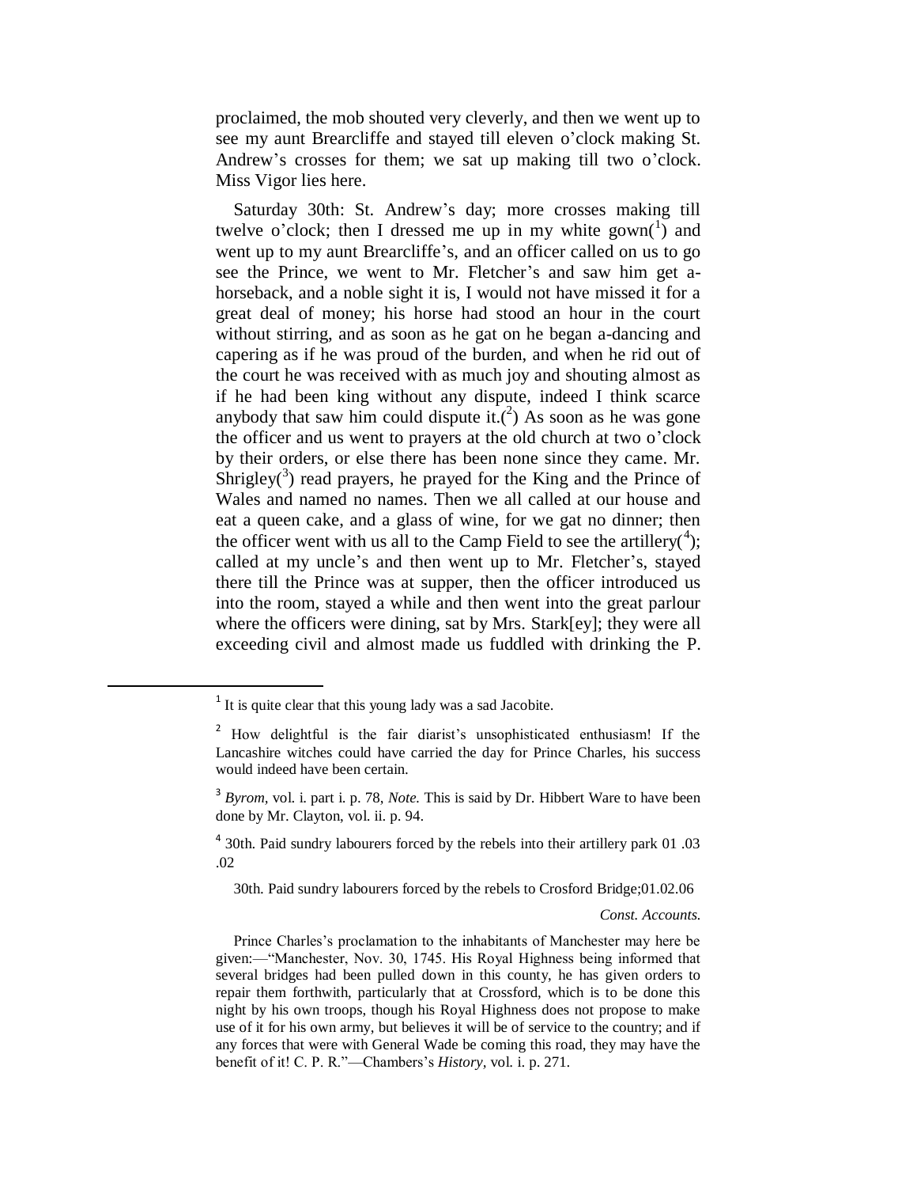proclaimed, the mob shouted very cleverly, and then we went up to see my aunt Brearcliffe and stayed till eleven o'clock making St. Andrew's crosses for them; we sat up making till two o'clock. Miss Vigor lies here.

Saturday 30th: St. Andrew's day; more crosses making till twelve o'clock; then I dressed me up in my white gown([1]) and went up to my aunt Brearcliffe's, and an officer called on us to go see the Prince, we went to Mr. Fletcher's and saw him get a-horseback, and a noble sight it is, I would not have missed it for a great deal of money; his horse had stood an hour in the court without stirring, and as soon as he gat on he began a-dancing and capering as if he was proud of the burden, and when he rid out of the court he was received with as much joy and shouting almost as if he had been king without any dispute, indeed I think scarce anybody that saw him could dispute it.([2]) As soon as he was gone the officer and us went to prayers at the old church at two o'clock by their orders, or else there has been none since they came. Mr. Shrigley([3]) read prayers, he prayed for the King and the Prince of Wales and named no names. Then we all called at our house and eat a queen cake, and a glass of wine, for we gat no dinner; then the officer went with us all to the Camp Field to see the artillery([4]); called at my uncle's and then went up to Mr. Fletcher's, stayed there till the Prince was at supper, then the officer introduced us into the room, stayed a while and then went into the great parlour where the officers were dining, sat by Mrs. Stark[ey]; they were all exceeding civil and almost made us fuddled with drinking the P.

---

[1] It is quite clear that this young lady was a sad Jacobite.

[2] How delightful is the fair diarist's unsophisticated enthusiasm! If the Lancashire witches could have carried the day for Prince Charles, his success would indeed have been certain.

[3] *Byrom*, vol. i. part i. p. 78, *Note.* This is said by Dr. Hibbert Ware to have been done by Mr. Clayton, vol. ii. p. 94.

[4] 30th. Paid sundry labourers forced by the rebels into their artillery park 01 .03 .02

30th. Paid sundry labourers forced by the rebels to Crosford Bridge;01.02.06

*Const. Accounts.*

Prince Charles's proclamation to the inhabitants of Manchester may here be given:—"Manchester, Nov. 30, 1745. His Royal Highness being informed that several bridges had been pulled down in this county, he has given orders to repair them forthwith, particularly that at Crossford, which is to be done this night by his own troops, though his Royal Highness does not propose to make use of it for his own army, but believes it will be of service to the country; and if any forces that were with General Wade be coming this road, they may have the benefit of it! C. P. R."—Chambers's *History*, vol. i. p. 271.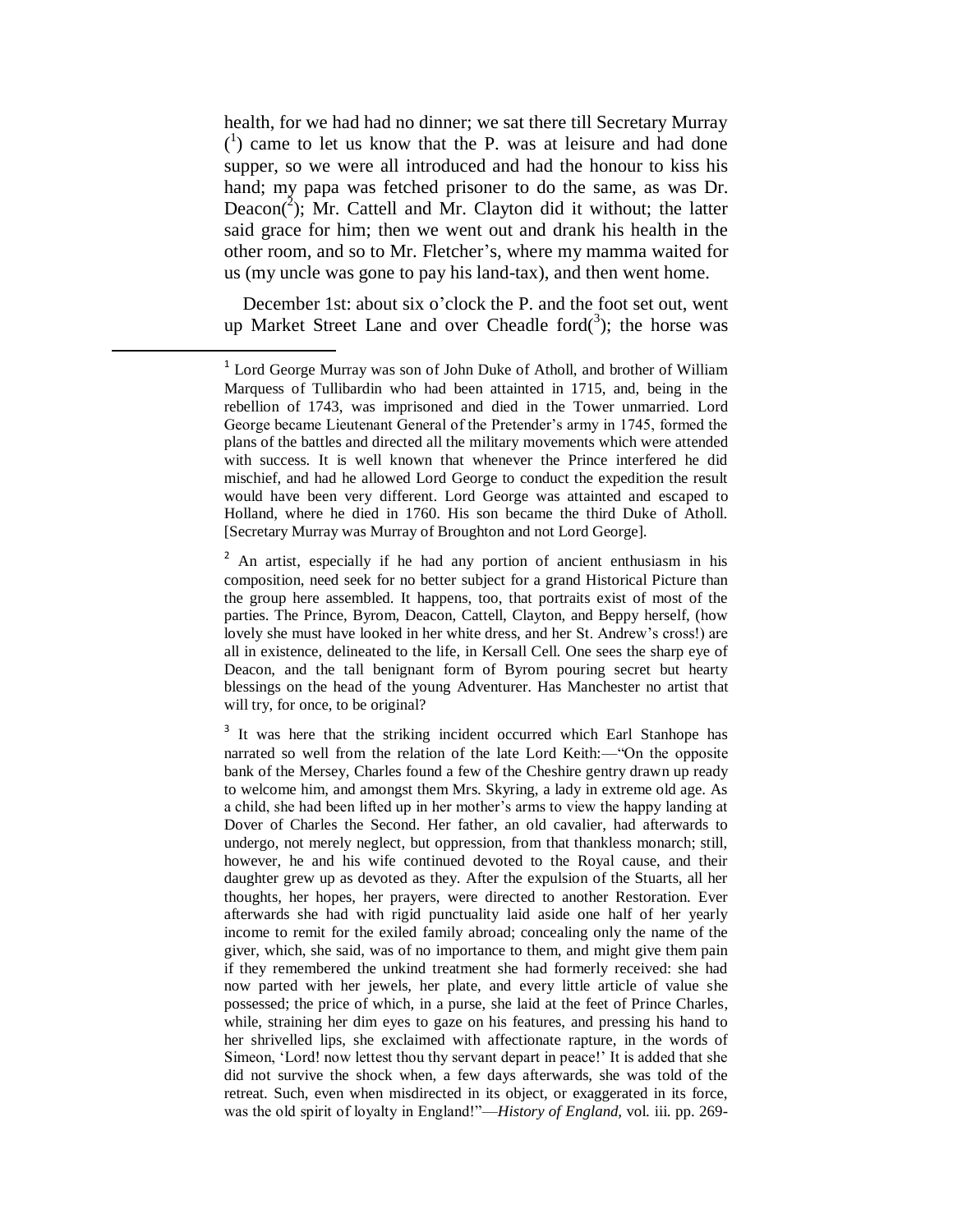health, for we had had no dinner; we sat there till Secretary Murray ([1]) came to let us know that the P. was at leisure and had done supper, so we were all introduced and had the honour to kiss his hand; my papa was fetched prisoner to do the same, as was Dr. Deacon([2]); Mr. Cattell and Mr. Clayton did it without; the latter said grace for him; then we went out and drank his health in the other room, and so to Mr. Fletcher's, where my mamma waited for us (my uncle was gone to pay his land-tax), and then went home.

December 1st: about six o'clock the P. and the foot set out, went up Market Street Lane and over Cheadle ford([3]); the horse was

---

[1] Lord George Murray was son of John Duke of Atholl, and brother of William Marquess of Tullibardin who had been attainted in 1715, and, being in the rebellion of 1743, was imprisoned and died in the Tower unmarried. Lord George became Lieutenant General of the Pretender's army in 1745, formed the plans of the battles and directed all the military movements which were attended with success. It is well known that whenever the Prince interfered he did mischief, and had he allowed Lord George to conduct the expedition the result would have been very different. Lord George was attainted and escaped to Holland, where he died in 1760. His son became the third Duke of Atholl. [Secretary Murray was Murray of Broughton and not Lord George].

[2] An artist, especially if he had any portion of ancient enthusiasm in his composition, need seek for no better subject for a grand Historical Picture than the group here assembled. It happens, too, that portraits exist of most of the parties. The Prince, Byrom, Deacon, Cattell, Clayton, and Beppy herself, (how lovely she must have looked in her white dress, and her St. Andrew's cross!) are all in existence, delineated to the life, in Kersall Cell. One sees the sharp eye of Deacon, and the tall benignant form of Byrom pouring secret but hearty blessings on the head of the young Adventurer. Has Manchester no artist that will try, for once, to be original?

[3] It was here that the striking incident occurred which Earl Stanhope has narrated so well from the relation of the late Lord Keith:—"On the opposite bank of the Mersey, Charles found a few of the Cheshire gentry drawn up ready to welcome him, and amongst them Mrs. Skyring, a lady in extreme old age. As a child, she had been lifted up in her mother's arms to view the happy landing at Dover of Charles the Second. Her father, an old cavalier, had afterwards to undergo, not merely neglect, but oppression, from that thankless monarch; still, however, he and his wife continued devoted to the Royal cause, and their daughter grew up as devoted as they. After the expulsion of the Stuarts, all her thoughts, her hopes, her prayers, were directed to another Restoration. Ever afterwards she had with rigid punctuality laid aside one half of her yearly income to remit for the exiled family abroad; concealing only the name of the giver, which, she said, was of no importance to them, and might give them pain if they remembered the unkind treatment she had formerly received: she had now parted with her jewels, her plate, and every little article of value she possessed; the price of which, in a purse, she laid at the feet of Prince Charles, while, straining her dim eyes to gaze on his features, and pressing his hand to her shrivelled lips, she exclaimed with affectionate rapture, in the words of Simeon, 'Lord! now lettest thou thy servant depart in peace!' It is added that she did not survive the shock when, a few days afterwards, she was told of the retreat. Such, even when misdirected in its object, or exaggerated in its force, was the old spirit of loyalty in England!"—*History of England*, vol. iii. pp. 269-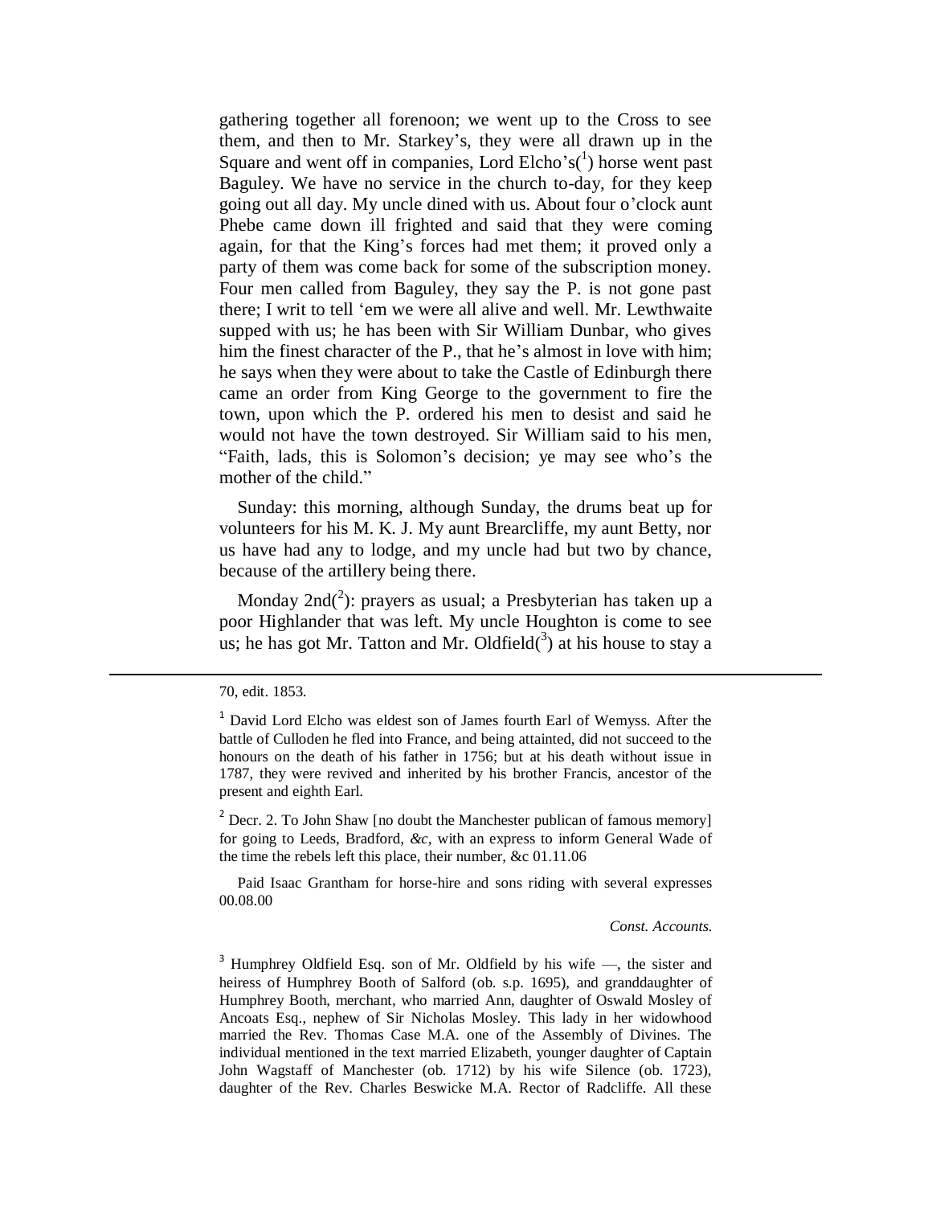gathering together all forenoon; we went up to the Cross to see them, and then to Mr. Starkey's, they were all drawn up in the Square and went off in companies, Lord Elcho's[1] horse went past Baguley. We have no service in the church to-day, for they keep going out all day. My uncle dined with us. About four o'clock aunt Phebe came down ill frighted and said that they were coming again, for that the King's forces had met them; it proved only a party of them was come back for some of the subscription money. Four men called from Baguley, they say the P. is not gone past there; I writ to tell 'em we were all alive and well. Mr. Lewthwaite supped with us; he has been with Sir William Dunbar, who gives him the finest character of the P., that he's almost in love with him; he says when they were about to take the Castle of Edinburgh there came an order from King George to the government to fire the town, upon which the P. ordered his men to desist and said he would not have the town destroyed. Sir William said to his men, "Faith, lads, this is Solomon's decision; ye may see who's the mother of the child."

Sunday: this morning, although Sunday, the drums beat up for volunteers for his M. K. J. My aunt Brearcliffe, my aunt Betty, nor us have had any to lodge, and my uncle had but two by chance, because of the artillery being there.

Monday 2nd[2]: prayers as usual; a Presbyterian has taken up a poor Highlander that was left. My uncle Houghton is come to see us; he has got Mr. Tatton and Mr. Oldfield[3] at his house to stay a

---

70, edit. 1853.

[1] David Lord Elcho was eldest son of James fourth Earl of Wemyss. After the battle of Culloden he fled into France, and being attainted, did not succeed to the honours on the death of his father in 1756; but at his death without issue in 1787, they were revived and inherited by his brother Francis, ancestor of the present and eighth Earl.

[2] Decr. 2. To John Shaw [no doubt the Manchester publican of famous memory] for going to Leeds, Bradford, *&c*, with an express to inform General Wade of the time the rebels left this place, their number, &c 01.11.06

Paid Isaac Grantham for horse-hire and sons riding with several expresses 00.08.00

*Const. Accounts.*

[3] Humphrey Oldfield Esq. son of Mr. Oldfield by his wife —, the sister and heiress of Humphrey Booth of Salford (ob. s.p. 1695), and granddaughter of Humphrey Booth, merchant, who married Ann, daughter of Oswald Mosley of Ancoats Esq., nephew of Sir Nicholas Mosley. This lady in her widowhood married the Rev. Thomas Case M.A. one of the Assembly of Divines. The individual mentioned in the text married Elizabeth, younger daughter of Captain John Wagstaff of Manchester (ob. 1712) by his wife Silence (ob. 1723), daughter of the Rev. Charles Beswicke M.A. Rector of Radcliffe. All these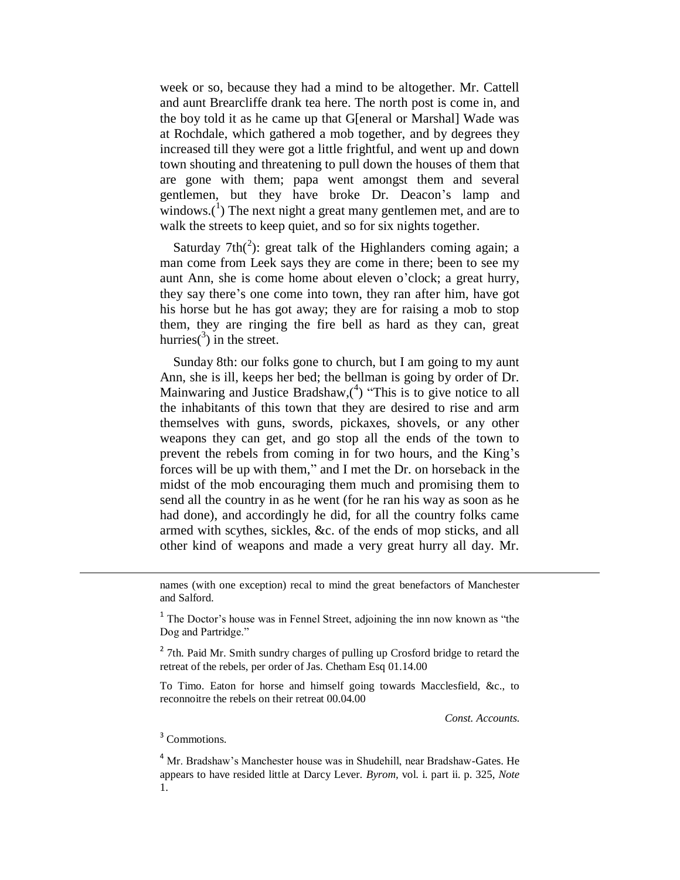week or so, because they had a mind to be altogether. Mr. Cattell and aunt Brearcliffe drank tea here. The north post is come in, and the boy told it as he came up that G[eneral or Marshal] Wade was at Rochdale, which gathered a mob together, and by degrees they increased till they were got a little frightful, and went up and down town shouting and threatening to pull down the houses of them that are gone with them; papa went amongst them and several gentlemen, but they have broke Dr. Deacon's lamp and windows.([1]) The next night a great many gentlemen met, and are to walk the streets to keep quiet, and so for six nights together.

Saturday 7th([2]): great talk of the Highlanders coming again; a man come from Leek says they are come in there; been to see my aunt Ann, she is come home about eleven o'clock; a great hurry, they say there's one come into town, they ran after him, have got his horse but he has got away; they are for raising a mob to stop them, they are ringing the fire bell as hard as they can, great hurries([3]) in the street.

Sunday 8th: our folks gone to church, but I am going to my aunt Ann, she is ill, keeps her bed; the bellman is going by order of Dr. Mainwaring and Justice Bradshaw,([4]) "This is to give notice to all the inhabitants of this town that they are desired to rise and arm themselves with guns, swords, pickaxes, shovels, or any other weapons they can get, and go stop all the ends of the town to prevent the rebels from coming in for two hours, and the King's forces will be up with them," and I met the Dr. on horseback in the midst of the mob encouraging them much and promising them to send all the country in as he went (for he ran his way as soon as he had done), and accordingly he did, for all the country folks came armed with scythes, sickles, &c. of the ends of mop sticks, and all other kind of weapons and made a very great hurry all day. Mr.

---

names (with one exception) recal to mind the great benefactors of Manchester and Salford.

[1] The Doctor's house was in Fennel Street, adjoining the inn now known as "the Dog and Partridge."

[2] 7th. Paid Mr. Smith sundry charges of pulling up Crosford bridge to retard the retreat of the rebels, per order of Jas. Chetham Esq 01.14.00

To Timo. Eaton for horse and himself going towards Macclesfield, &c., to reconnoitre the rebels on their retreat 00.04.00

*Const. Accounts.*

[3] Commotions.

[4] Mr. Bradshaw's Manchester house was in Shudehill, near Bradshaw-Gates. He appears to have resided little at Darcy Lever. *Byrom,* vol. i. part ii. p. 325, *Note* 1.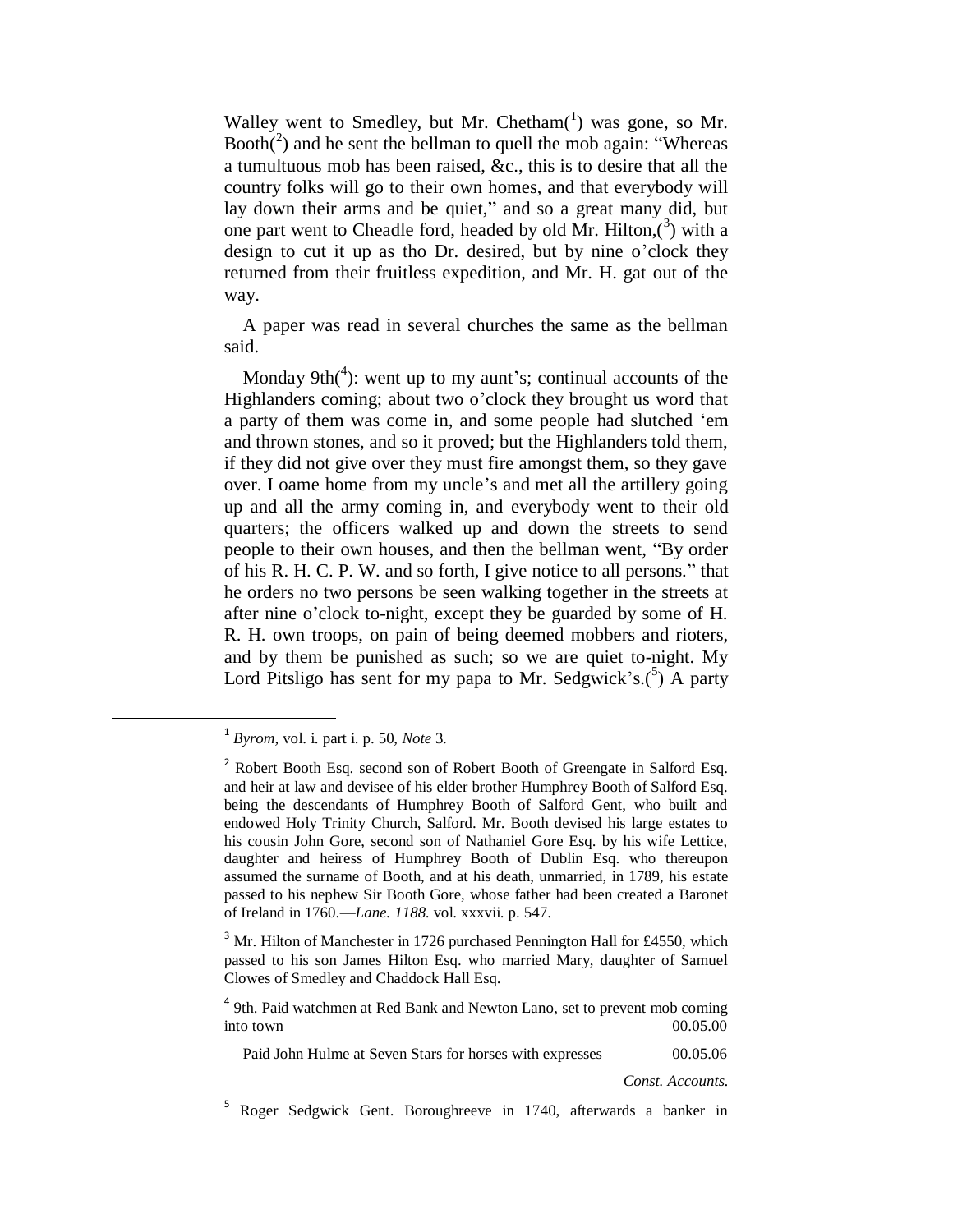Walley went to Smedley, but Mr. Chetham([1]) was gone, so Mr. Booth([2]) and he sent the bellman to quell the mob again: "Whereas a tumultuous mob has been raised, &c., this is to desire that all the country folks will go to their own homes, and that everybody will lay down their arms and be quiet," and so a great many did, but one part went to Cheadle ford, headed by old Mr. Hilton,([3]) with a design to cut it up as tho Dr. desired, but by nine o'clock they returned from their fruitless expedition, and Mr. H. gat out of the way.

A paper was read in several churches the same as the bellman said.

Monday 9th([4]): went up to my aunt's; continual accounts of the Highlanders coming; about two o'clock they brought us word that a party of them was come in, and some people had slutched 'em and thrown stones, and so it proved; but the Highlanders told them, if they did not give over they must fire amongst them, so they gave over. I oame home from my uncle's and met all the artillery going up and all the army coming in, and everybody went to their old quarters; the officers walked up and down the streets to send people to their own houses, and then the bellman went, "By order of his R. H. C. P. W. and so forth, I give notice to all persons." that he orders no two persons be seen walking together in the streets at after nine o'clock to-night, except they be guarded by some of H. R. H. own troops, on pain of being deemed mobbers and rioters, and by them be punished as such; so we are quiet to-night. My Lord Pitsligo has sent for my papa to Mr. Sedgwick's.([5]) A party

---

[1] *Byrom*, vol. i. part i. p. 50, *Note* 3.

[2] Robert Booth Esq. second son of Robert Booth of Greengate in Salford Esq. and heir at law and devisee of his elder brother Humphrey Booth of Salford Esq. being the descendants of Humphrey Booth of Salford Gent, who built and endowed Holy Trinity Church, Salford. Mr. Booth devised his large estates to his cousin John Gore, second son of Nathaniel Gore Esq. by his wife Lettice, daughter and heiress of Humphrey Booth of Dublin Esq. who thereupon assumed the surname of Booth, and at his death, unmarried, in 1789, his estate passed to his nephew Sir Booth Gore, whose father had been created a Baronet of Ireland in 1760.—*Lane. 1188.* vol. xxxvii. p. 547.

[3] Mr. Hilton of Manchester in 1726 purchased Pennington Hall for £4550, which passed to his son James Hilton Esq. who married Mary, daughter of Samuel Clowes of Smedley and Chaddock Hall Esq.

[4] 9th. Paid watchmen at Red Bank and Newton Lano, set to prevent mob coming into town 00.05.00

Paid John Hulme at Seven Stars for horses with expresses 00.05.06

*Const. Accounts.*

[5] Roger Sedgwick Gent. Boroughreeve in 1740, afterwards a banker in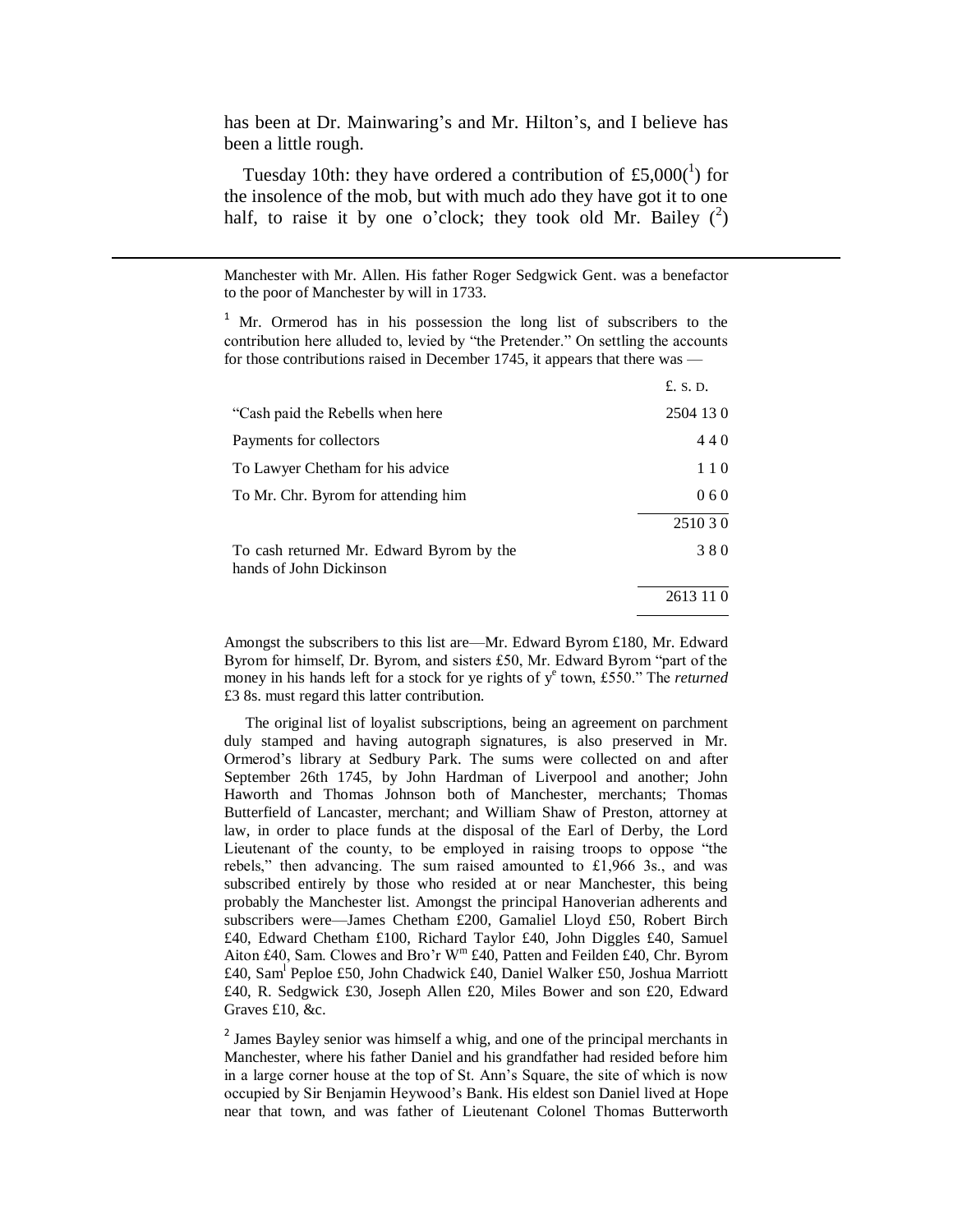has been at Dr. Mainwaring's and Mr. Hilton's, and I believe has been a little rough.

Tuesday 10th: they have ordered a contribution of £5,000([1]) for the insolence of the mob, but with much ado they have got it to one half, to raise it by one o'clock; they took old Mr. Bailey ([2])

---

Manchester with Mr. Allen. His father Roger Sedgwick Gent. was a benefactor to the poor of Manchester by will in 1733.

[1] Mr. Ormerod has in his possession the long list of subscribers to the contribution here alluded to, levied by "the Pretender." On settling the accounts for those contributions raised in December 1745, it appears that there was —

| | £. s. d. |
|---|---|
| "Cash paid the Rebells when here | 2504 13 0 |
| Payments for collectors | 4 4 0 |
| To Lawyer Chetham for his advice | 1 1 0 |
| To Mr. Chr. Byrom for attending him | 0 6 0 |
| | 2510 3 0 |
| To cash returned Mr. Edward Byrom by the hands of John Dickinson | 3 8 0 |
| | 2613 11 0 |

Amongst the subscribers to this list are—Mr. Edward Byrom £180, Mr. Edward Byrom for himself, Dr. Byrom, and sisters £50, Mr. Edward Byrom "part of the money in his hands left for a stock for ye rights of y^e town, £550." The *returned* £3 8s. must regard this latter contribution.

The original list of loyalist subscriptions, being an agreement on parchment duly stamped and having autograph signatures, is also preserved in Mr. Ormerod's library at Sedbury Park. The sums were collected on and after September 26th 1745, by John Hardman of Liverpool and another; John Haworth and Thomas Johnson both of Manchester, merchants; Thomas Butterfield of Lancaster, merchant; and William Shaw of Preston, attorney at law, in order to place funds at the disposal of the Earl of Derby, the Lord Lieutenant of the county, to be employed in raising troops to oppose "the rebels," then advancing. The sum raised amounted to £1,966 3s., and was subscribed entirely by those who resided at or near Manchester, this being probably the Manchester list. Amongst the principal Hanoverian adherents and subscribers were—James Chetham £200, Gamaliel Lloyd £50, Robert Birch £40, Edward Chetham £100, Richard Taylor £40, John Diggles £40, Samuel Aiton £40, Sam. Clowes and Bro'r W^m £40, Patten and Feilden £40, Chr. Byrom £40, Sam^l Peploe £50, John Chadwick £40, Daniel Walker £50, Joshua Marriott £40, R. Sedgwick £30, Joseph Allen £20, Miles Bower and son £20, Edward Graves £10, &c.

[2] James Bayley senior was himself a whig, and one of the principal merchants in Manchester, where his father Daniel and his grandfather had resided before him in a large corner house at the top of St. Ann's Square, the site of which is now occupied by Sir Benjamin Heywood's Bank. His eldest son Daniel lived at Hope near that town, and was father of Lieutenant Colonel Thomas Butterworth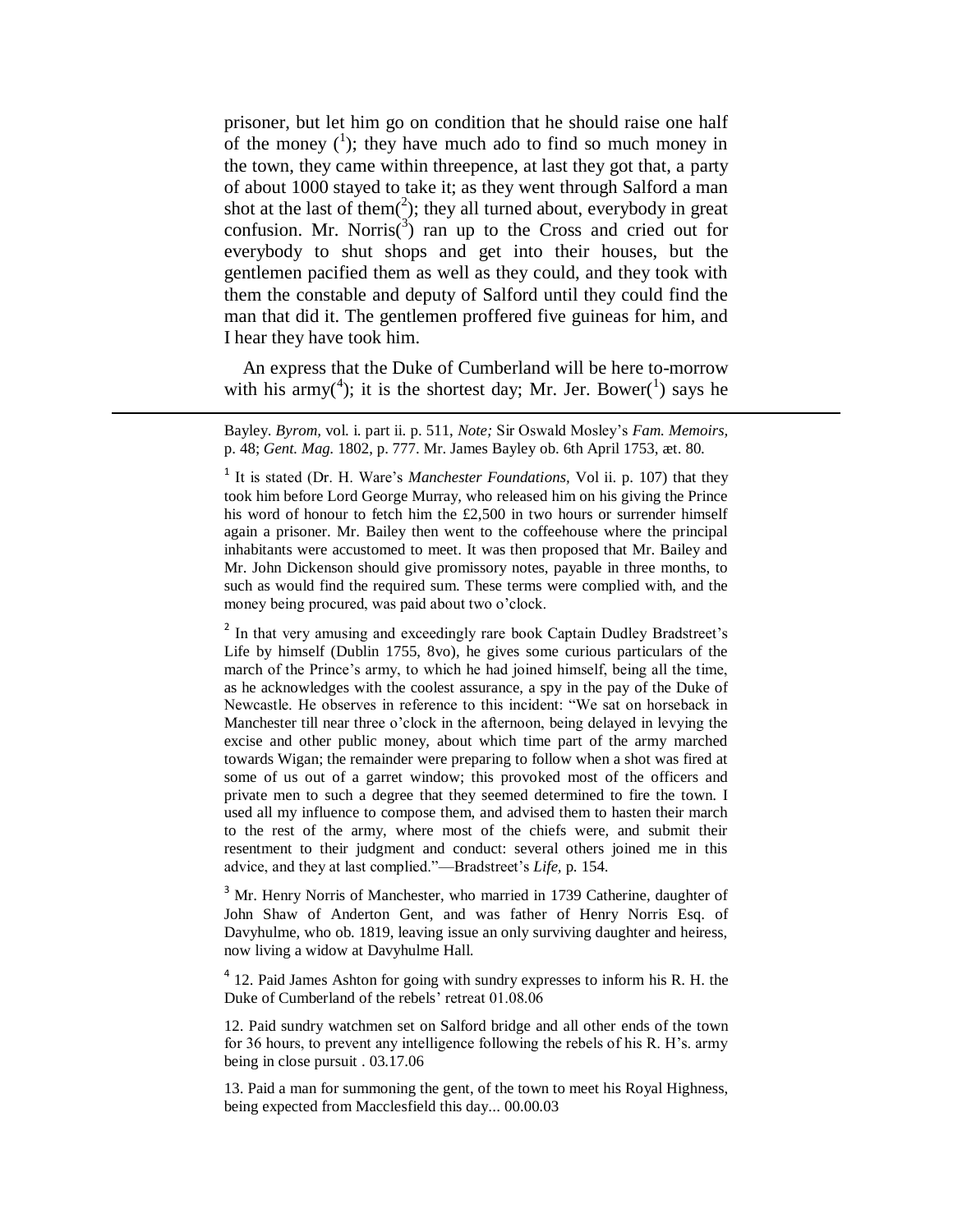prisoner, but let him go on condition that he should raise one half of the money [1]; they have much ado to find so much money in the town, they came within threepence, at last they got that, a party of about 1000 stayed to take it; as they went through Salford a man shot at the last of them[2]; they all turned about, everybody in great confusion. Mr. Norris[3] ran up to the Cross and cried out for everybody to shut shops and get into their houses, but the gentlemen pacified them as well as they could, and they took with them the constable and deputy of Salford until they could find the man that did it. The gentlemen proffered five guineas for him, and I hear they have took him.

An express that the Duke of Cumberland will be here to-morrow with his army[4]; it is the shortest day; Mr. Jer. Bower[1] says he

---

Bayley. *Byrom,* vol. i. part ii. p. 511, *Note;* Sir Oswald Mosley's *Fam. Memoirs,* p. 48; *Gent. Mag.* 1802, p. 777. Mr. James Bayley ob. 6th April 1753, æt. 80.

[1] It is stated (Dr. H. Ware's *Manchester Foundations,* Vol ii. p. 107) that they took him before Lord George Murray, who released him on his giving the Prince his word of honour to fetch him the £2,500 in two hours or surrender himself again a prisoner. Mr. Bailey then went to the coffeehouse where the principal inhabitants were accustomed to meet. It was then proposed that Mr. Bailey and Mr. John Dickenson should give promissory notes, payable in three months, to such as would find the required sum. These terms were complied with, and the money being procured, was paid about two o'clock.

[2] In that very amusing and exceedingly rare book Captain Dudley Bradstreet's Life by himself (Dublin 1755, 8vo), he gives some curious particulars of the march of the Prince's army, to which he had joined himself, being all the time, as he acknowledges with the coolest assurance, a spy in the pay of the Duke of Newcastle. He observes in reference to this incident: "We sat on horseback in Manchester till near three o'clock in the afternoon, being delayed in levying the excise and other public money, about which time part of the army marched towards Wigan; the remainder were preparing to follow when a shot was fired at some of us out of a garret window; this provoked most of the officers and private men to such a degree that they seemed determined to fire the town. I used all my influence to compose them, and advised them to hasten their march to the rest of the army, where most of the chiefs were, and submit their resentment to their judgment and conduct: several others joined me in this advice, and they at last complied."—Bradstreet's *Life,* p. 154.

[3] Mr. Henry Norris of Manchester, who married in 1739 Catherine, daughter of John Shaw of Anderton Gent, and was father of Henry Norris Esq. of Davyhulme, who ob. 1819, leaving issue an only surviving daughter and heiress, now living a widow at Davyhulme Hall.

[4] 12. Paid James Ashton for going with sundry expresses to inform his R. H. the Duke of Cumberland of the rebels' retreat 01.08.06

12. Paid sundry watchmen set on Salford bridge and all other ends of the town for 36 hours, to prevent any intelligence following the rebels of his R. H's. army being in close pursuit . 03.17.06

13. Paid a man for summoning the gent, of the town to meet his Royal Highness, being expected from Macclesfield this day... 00.00.03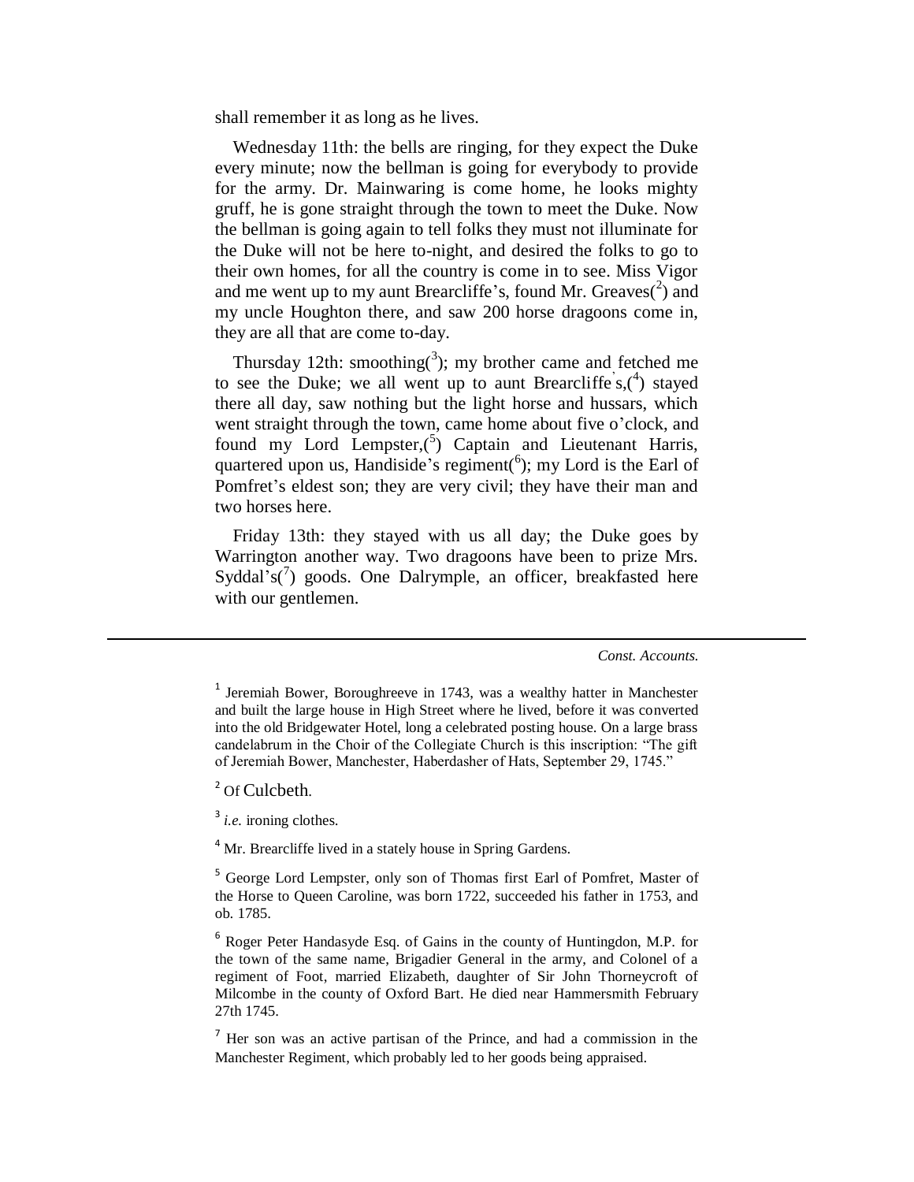shall remember it as long as he lives.

Wednesday 11th: the bells are ringing, for they expect the Duke every minute; now the bellman is going for everybody to provide for the army. Dr. Mainwaring is come home, he looks mighty gruff, he is gone straight through the town to meet the Duke. Now the bellman is going again to tell folks they must not illuminate for the Duke will not be here to-night, and desired the folks to go to their own homes, for all the country is come in to see. Miss Vigor and me went up to my aunt Brearcliffe's, found Mr. Greaves([2]) and my uncle Houghton there, and saw 200 horse dragoons come in, they are all that are come to-day.

Thursday 12th: smoothing([3]); my brother came and fetched me to see the Duke; we all went up to aunt Brearcliffe's,([4]) stayed there all day, saw nothing but the light horse and hussars, which went straight through the town, came home about five o'clock, and found my Lord Lempster,([5]) Captain and Lieutenant Harris, quartered upon us, Handiside's regiment([6]); my Lord is the Earl of Pomfret's eldest son; they are very civil; they have their man and two horses here.

Friday 13th: they stayed with us all day; the Duke goes by Warrington another way. Two dragoons have been to prize Mrs. Syddal's([7]) goods. One Dalrymple, an officer, breakfasted here with our gentlemen.

---

*Const. Accounts.*

[1] Jeremiah Bower, Boroughreeve in 1743, was a wealthy hatter in Manchester and built the large house in High Street where he lived, before it was converted into the old Bridgewater Hotel, long a celebrated posting house. On a large brass candelabrum in the Choir of the Collegiate Church is this inscription: "The gift of Jeremiah Bower, Manchester, Haberdasher of Hats, September 29, 1745."

[2] Of Culcbeth.

[3] *i.e.* ironing clothes.

[4] Mr. Brearcliffe lived in a stately house in Spring Gardens.

[5] George Lord Lempster, only son of Thomas first Earl of Pomfret, Master of the Horse to Queen Caroline, was born 1722, succeeded his father in 1753, and ob. 1785.

[6] Roger Peter Handasyde Esq. of Gains in the county of Huntingdon, M.P. for the town of the same name, Brigadier General in the army, and Colonel of a regiment of Foot, married Elizabeth, daughter of Sir John Thorneycroft of Milcombe in the county of Oxford Bart. He died near Hammersmith February 27th 1745.

[7] Her son was an active partisan of the Prince, and had a commission in the Manchester Regiment, which probably led to her goods being appraised.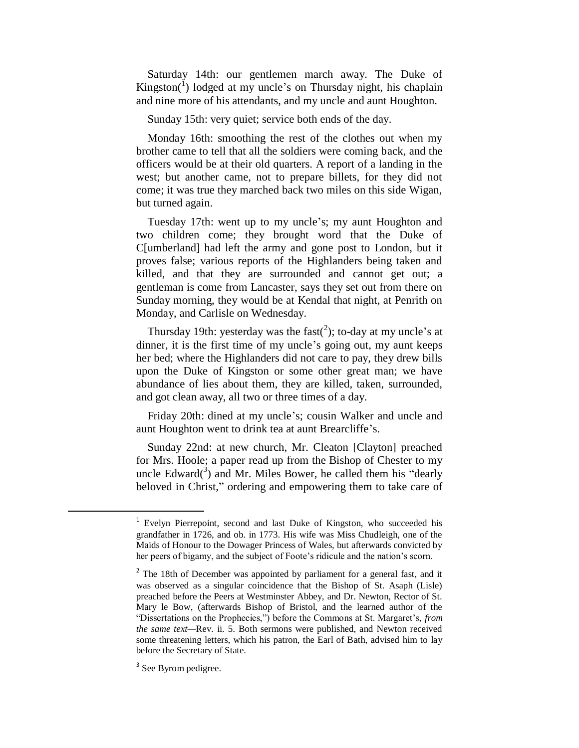Saturday 14th: our gentlemen march away. The Duke of Kingston([1]) lodged at my uncle's on Thursday night, his chaplain and nine more of his attendants, and my uncle and aunt Houghton.

Sunday 15th: very quiet; service both ends of the day.

Monday 16th: smoothing the rest of the clothes out when my brother came to tell that all the soldiers were coming back, and the officers would be at their old quarters. A report of a landing in the west; but another came, not to prepare billets, for they did not come; it was true they marched back two miles on this side Wigan, but turned again.

Tuesday 17th: went up to my uncle's; my aunt Houghton and two children come; they brought word that the Duke of C[umberland] had left the army and gone post to London, but it proves false; various reports of the Highlanders being taken and killed, and that they are surrounded and cannot get out; a gentleman is come from Lancaster, says they set out from there on Sunday morning, they would be at Kendal that night, at Penrith on Monday, and Carlisle on Wednesday.

Thursday 19th: yesterday was the fast([2]); to-day at my uncle's at dinner, it is the first time of my uncle's going out, my aunt keeps her bed; where the Highlanders did not care to pay, they drew bills upon the Duke of Kingston or some other great man; we have abundance of lies about them, they are killed, taken, surrounded, and got clean away, all two or three times of a day.

Friday 20th: dined at my uncle's; cousin Walker and uncle and aunt Houghton went to drink tea at aunt Brearcliffe's.

Sunday 22nd: at new church, Mr. Cleaton [Clayton] preached for Mrs. Hoole; a paper read up from the Bishop of Chester to my uncle Edward([3]) and Mr. Miles Bower, he called them his "dearly beloved in Christ," ordering and empowering them to take care of

---

[1] Evelyn Pierrepoint, second and last Duke of Kingston, who succeeded his grandfather in 1726, and ob. in 1773. His wife was Miss Chudleigh, one of the Maids of Honour to the Dowager Princess of Wales, but afterwards convicted by her peers of bigamy, and the subject of Foote's ridicule and the nation's scorn.

[2] The 18th of December was appointed by parliament for a general fast, and it was observed as a singular coincidence that the Bishop of St. Asaph (Lisle) preached before the Peers at Westminster Abbey, and Dr. Newton, Rector of St. Mary le Bow, (afterwards Bishop of Bristol, and the learned author of the "Dissertations on the Prophecies,") before the Commons at St. Margaret's, *from the same text*—Rev. ii. 5. Both sermons were published, and Newton received some threatening letters, which his patron, the Earl of Bath, advised him to lay before the Secretary of State.

[3] See Byrom pedigree.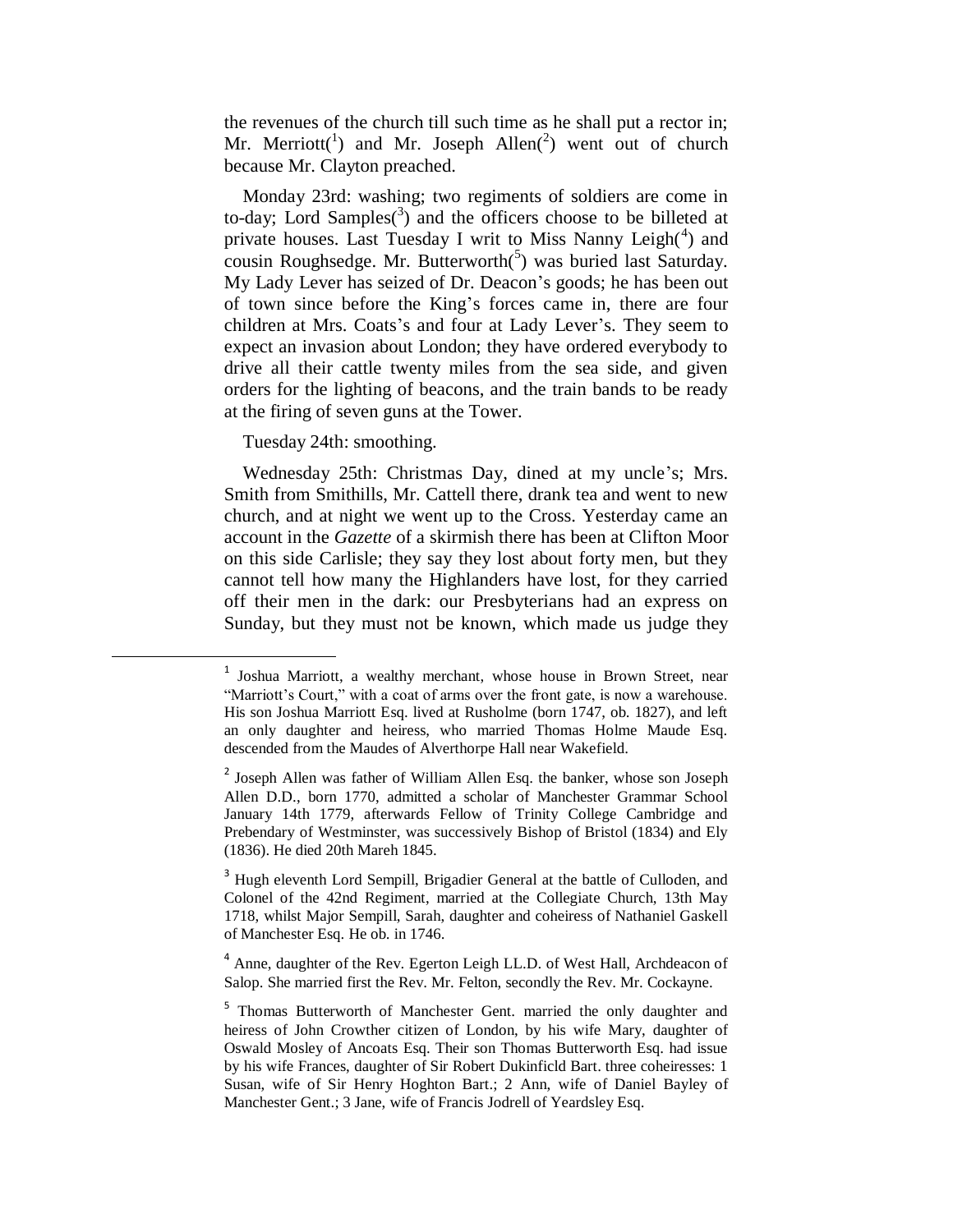the revenues of the church till such time as he shall put a rector in; Mr. Merriott([1]) and Mr. Joseph Allen([2]) went out of church because Mr. Clayton preached.

Monday 23rd: washing; two regiments of soldiers are come in to-day; Lord Samples([3]) and the officers choose to be billeted at private houses. Last Tuesday I writ to Miss Nanny Leigh([4]) and cousin Roughsedge. Mr. Butterworth([5]) was buried last Saturday. My Lady Lever has seized of Dr. Deacon's goods; he has been out of town since before the King's forces came in, there are four children at Mrs. Coats's and four at Lady Lever's. They seem to expect an invasion about London; they have ordered everybody to drive all their cattle twenty miles from the sea side, and given orders for the lighting of beacons, and the train bands to be ready at the firing of seven guns at the Tower.

Tuesday 24th: smoothing.

Wednesday 25th: Christmas Day, dined at my uncle's; Mrs. Smith from Smithills, Mr. Cattell there, drank tea and went to new church, and at night we went up to the Cross. Yesterday came an account in the *Gazette* of a skirmish there has been at Clifton Moor on this side Carlisle; they say they lost about forty men, but they cannot tell how many the Highlanders have lost, for they carried off their men in the dark: our Presbyterians had an express on Sunday, but they must not be known, which made us judge they

---

[1] Joshua Marriott, a wealthy merchant, whose house in Brown Street, near "Marriott's Court," with a coat of arms over the front gate, is now a warehouse. His son Joshua Marriott Esq. lived at Rusholme (born 1747, ob. 1827), and left an only daughter and heiress, who married Thomas Holme Maude Esq. descended from the Maudes of Alverthorpe Hall near Wakefield.

[2] Joseph Allen was father of William Allen Esq. the banker, whose son Joseph Allen D.D., born 1770, admitted a scholar of Manchester Grammar School January 14th 1779, afterwards Fellow of Trinity College Cambridge and Prebendary of Westminster, was successively Bishop of Bristol (1834) and Ely (1836). He died 20th Mareh 1845.

[3] Hugh eleventh Lord Sempill, Brigadier General at the battle of Culloden, and Colonel of the 42nd Regiment, married at the Collegiate Church, 13th May 1718, whilst Major Sempill, Sarah, daughter and coheiress of Nathaniel Gaskell of Manchester Esq. He ob. in 1746.

[4] Anne, daughter of the Rev. Egerton Leigh LL.D. of West Hall, Archdeacon of Salop. She married first the Rev. Mr. Felton, secondly the Rev. Mr. Cockayne.

[5] Thomas Butterworth of Manchester Gent. married the only daughter and heiress of John Crowther citizen of London, by his wife Mary, daughter of Oswald Mosley of Ancoats Esq. Their son Thomas Butterworth Esq. had issue by his wife Frances, daughter of Sir Robert Dukinficld Bart. three coheiresses: 1 Susan, wife of Sir Henry Hoghton Bart.; 2 Ann, wife of Daniel Bayley of Manchester Gent.; 3 Jane, wife of Francis Jodrell of Yeardsley Esq.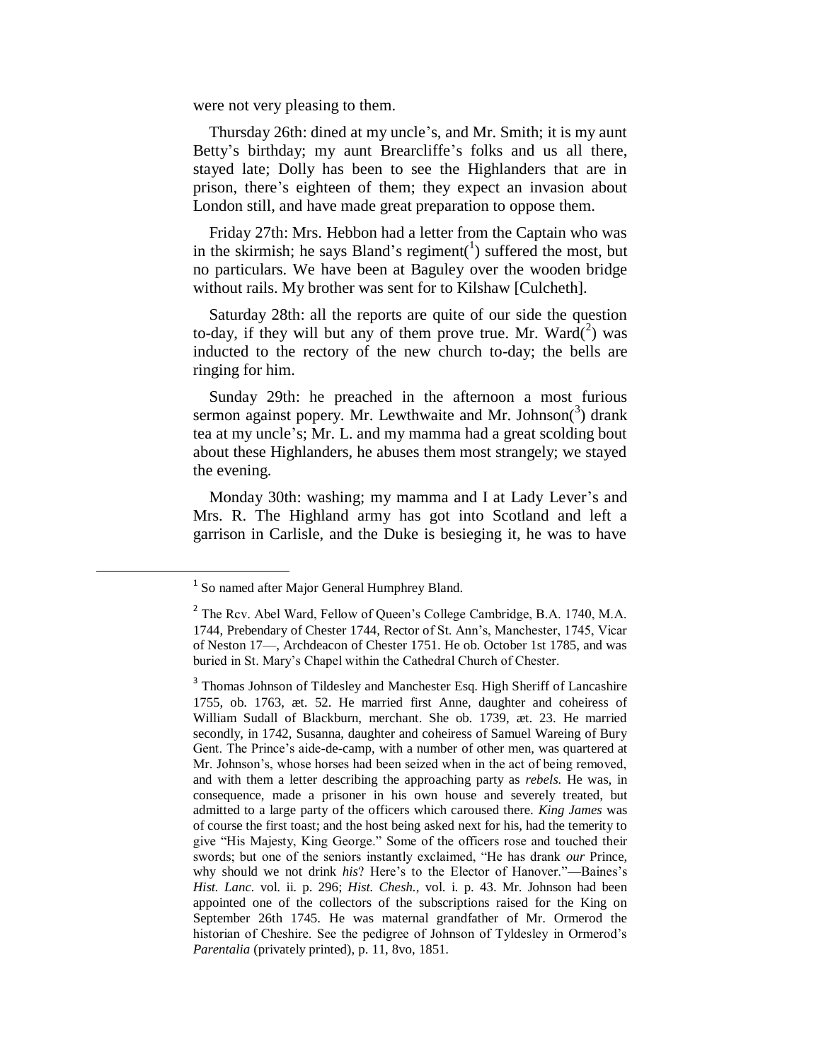were not very pleasing to them.

Thursday 26th: dined at my uncle's, and Mr. Smith; it is my aunt Betty's birthday; my aunt Brearcliffe's folks and us all there, stayed late; Dolly has been to see the Highlanders that are in prison, there's eighteen of them; they expect an invasion about London still, and have made great preparation to oppose them.

Friday 27th: Mrs. Hebbon had a letter from the Captain who was in the skirmish; he says Bland's regiment([1]) suffered the most, but no particulars. We have been at Baguley over the wooden bridge without rails. My brother was sent for to Kilshaw [Culcheth].

Saturday 28th: all the reports are quite of our side the question to-day, if they will but any of them prove true. Mr. Ward([2]) was inducted to the rectory of the new church to-day; the bells are ringing for him.

Sunday 29th: he preached in the afternoon a most furious sermon against popery. Mr. Lewthwaite and Mr. Johnson([3]) drank tea at my uncle's; Mr. L. and my mamma had a great scolding bout about these Highlanders, he abuses them most strangely; we stayed the evening.

Monday 30th: washing; my mamma and I at Lady Lever's and Mrs. R. The Highland army has got into Scotland and left a garrison in Carlisle, and the Duke is besieging it, he was to have

---

[1] So named after Major General Humphrey Bland.

[2] The Rcv. Abel Ward, Fellow of Queen's College Cambridge, B.A. 1740, M.A. 1744, Prebendary of Chester 1744, Rector of St. Ann's, Manchester, 1745, Vicar of Neston 17—, Archdeacon of Chester 1751. He ob. October 1st 1785, and was buried in St. Mary's Chapel within the Cathedral Church of Chester.

[3] Thomas Johnson of Tildesley and Manchester Esq. High Sheriff of Lancashire 1755, ob. 1763, æt. 52. He married first Anne, daughter and coheiress of William Sudall of Blackburn, merchant. She ob. 1739, æt. 23. He married secondly, in 1742, Susanna, daughter and coheiress of Samuel Wareing of Bury Gent. The Prince's aide-de-camp, with a number of other men, was quartered at Mr. Johnson's, whose horses had been seized when in the act of being removed, and with them a letter describing the approaching party as *rebels.* He was, in consequence, made a prisoner in his own house and severely treated, but admitted to a large party of the officers which caroused there. *King James* was of course the first toast; and the host being asked next for his, had the temerity to give "His Majesty, King George." Some of the officers rose and touched their swords; but one of the seniors instantly exclaimed, "He has drank *our* Prince, why should we not drink *his*? Here's to the Elector of Hanover."—Baines's *Hist. Lanc.* vol. ii. p. 296; *Hist. Chesh.*, vol. i. p. 43. Mr. Johnson had been appointed one of the collectors of the subscriptions raised for the King on September 26th 1745. He was maternal grandfather of Mr. Ormerod the historian of Cheshire. See the pedigree of Johnson of Tyldesley in Ormerod's *Parentalia* (privately printed), p. 11, 8vo, 1851.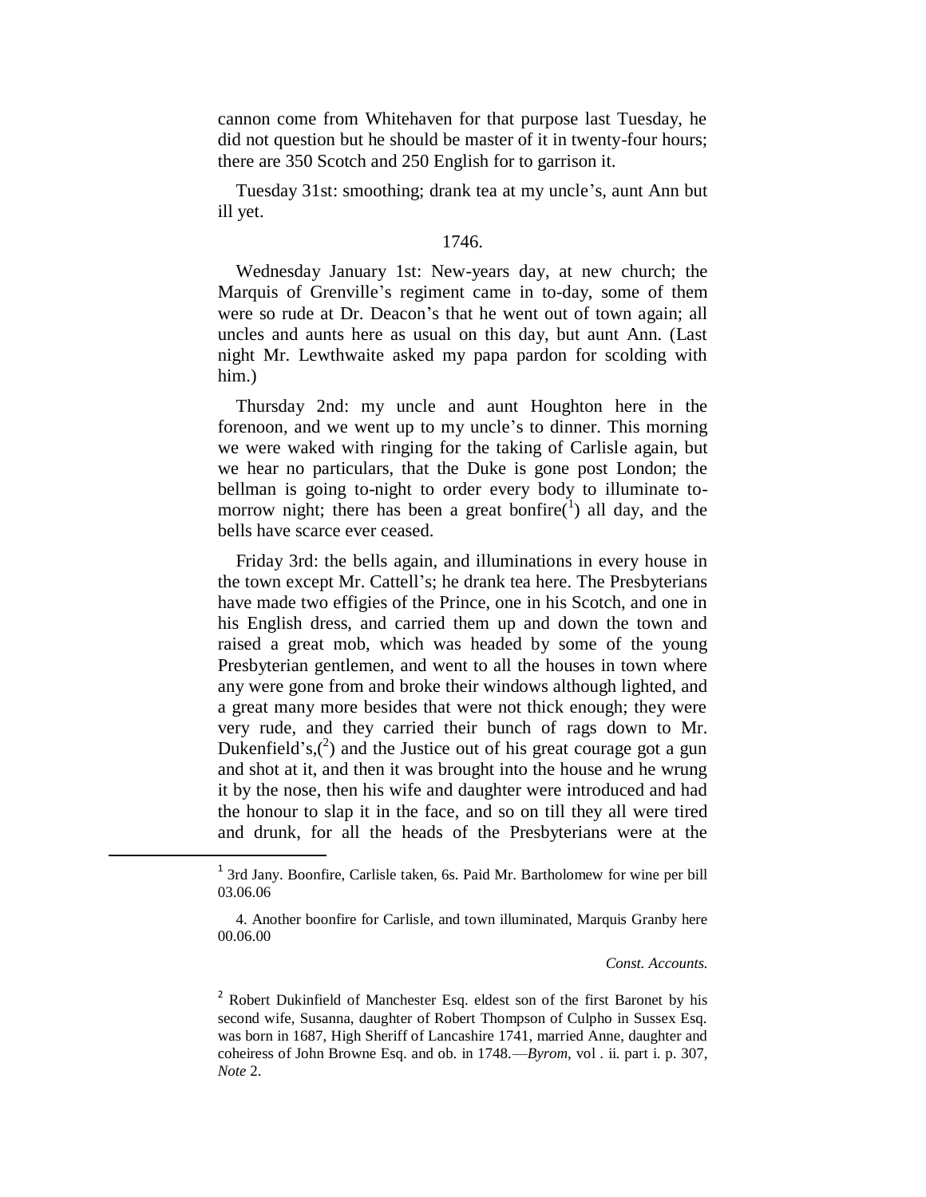cannon come from Whitehaven for that purpose last Tuesday, he did not question but he should be master of it in twenty-four hours; there are 350 Scotch and 250 English for to garrison it.

Tuesday 31st: smoothing; drank tea at my uncle's, aunt Ann but ill yet.

1746.

Wednesday January 1st: New-years day, at new church; the Marquis of Grenville's regiment came in to-day, some of them were so rude at Dr. Deacon's that he went out of town again; all uncles and aunts here as usual on this day, but aunt Ann. (Last night Mr. Lewthwaite asked my papa pardon for scolding with him.)

Thursday 2nd: my uncle and aunt Houghton here in the forenoon, and we went up to my uncle's to dinner. This morning we were waked with ringing for the taking of Carlisle again, but we hear no particulars, that the Duke is gone post London; the bellman is going to-night to order every body to illuminate to-morrow night; there has been a great bonfire([1]) all day, and the bells have scarce ever ceased.

Friday 3rd: the bells again, and illuminations in every house in the town except Mr. Cattell's; he drank tea here. The Presbyterians have made two effigies of the Prince, one in his Scotch, and one in his English dress, and carried them up and down the town and raised a great mob, which was headed by some of the young Presbyterian gentlemen, and went to all the houses in town where any were gone from and broke their windows although lighted, and a great many more besides that were not thick enough; they were very rude, and they carried their bunch of rags down to Mr. Dukenfield's,([2]) and the Justice out of his great courage got a gun and shot at it, and then it was brought into the house and he wrung it by the nose, then his wife and daughter were introduced and had the honour to slap it in the face, and so on till they all were tired and drunk, for all the heads of the Presbyterians were at the

---

[1] 3rd Jany. Boonfire, Carlisle taken, 6s. Paid Mr. Bartholomew for wine per bill 03.06.06

4. Another boonfire for Carlisle, and town illuminated, Marquis Granby here 00.06.00

*Const. Accounts.*

[2] Robert Dukinfield of Manchester Esq. eldest son of the first Baronet by his second wife, Susanna, daughter of Robert Thompson of Culpho in Sussex Esq. was born in 1687, High Sheriff of Lancashire 1741, married Anne, daughter and coheiress of John Browne Esq. and ob. in 1748.—*Byrom,* vol . ii. part i. p. 307, *Note* 2.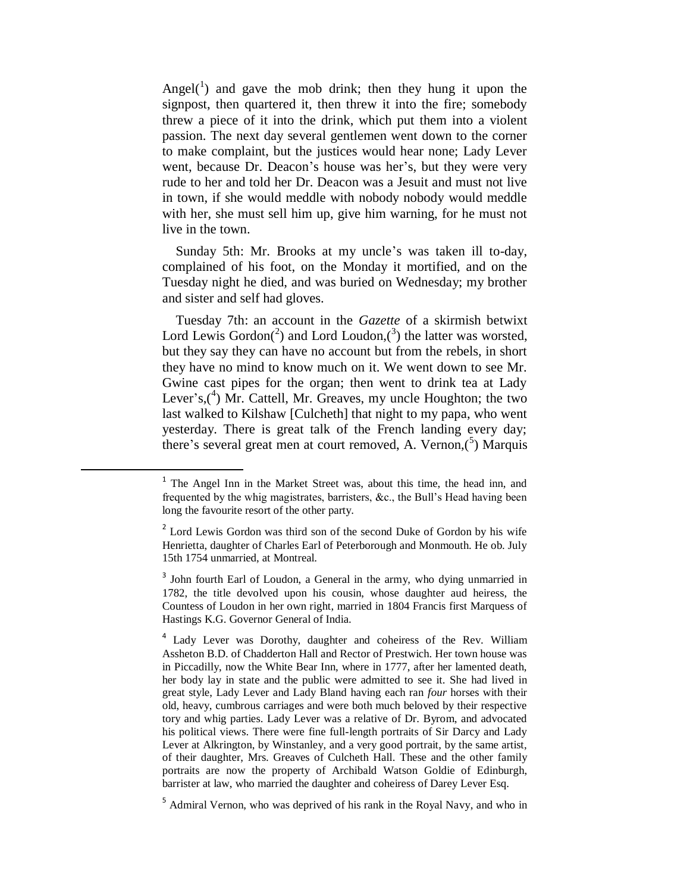Angel([1]) and gave the mob drink; then they hung it upon the signpost, then quartered it, then threw it into the fire; somebody threw a piece of it into the drink, which put them into a violent passion. The next day several gentlemen went down to the corner to make complaint, but the justices would hear none; Lady Lever went, because Dr. Deacon's house was her's, but they were very rude to her and told her Dr. Deacon was a Jesuit and must not live in town, if she would meddle with nobody nobody would meddle with her, she must sell him up, give him warning, for he must not live in the town.

Sunday 5th: Mr. Brooks at my uncle's was taken ill to-day, complained of his foot, on the Monday it mortified, and on the Tuesday night he died, and was buried on Wednesday; my brother and sister and self had gloves.

Tuesday 7th: an account in the *Gazette* of a skirmish betwixt Lord Lewis Gordon([2]) and Lord Loudon,([3]) the latter was worsted, but they say they can have no account but from the rebels, in short they have no mind to know much on it. We went down to see Mr. Gwine cast pipes for the organ; then went to drink tea at Lady Lever's,([4]) Mr. Cattell, Mr. Greaves, my uncle Houghton; the two last walked to Kilshaw [Culcheth] that night to my papa, who went yesterday. There is great talk of the French landing every day; there's several great men at court removed, A. Vernon,([5]) Marquis

---

[1] The Angel Inn in the Market Street was, about this time, the head inn, and frequented by the whig magistrates, barristers, &c., the Bull's Head having been long the favourite resort of the other party.

[2] Lord Lewis Gordon was third son of the second Duke of Gordon by his wife Henrietta, daughter of Charles Earl of Peterborough and Monmouth. He ob. July 15th 1754 unmarried, at Montreal.

[3] John fourth Earl of Loudon, a General in the army, who dying unmarried in 1782, the title devolved upon his cousin, whose daughter aud heiress, the Countess of Loudon in her own right, married in 1804 Francis first Marquess of Hastings K.G. Governor General of India.

[4] Lady Lever was Dorothy, daughter and coheiress of the Rev. William Assheton B.D. of Chadderton Hall and Rector of Prestwich. Her town house was in Piccadilly, now the White Bear Inn, where in 1777, after her lamented death, her body lay in state and the public were admitted to see it. She had lived in great style, Lady Lever and Lady Bland having each ran *four* horses with their old, heavy, cumbrous carriages and were both much beloved by their respective tory and whig parties. Lady Lever was a relative of Dr. Byrom, and advocated his political views. There were fine full-length portraits of Sir Darcy and Lady Lever at Alkrington, by Winstanley, and a very good portrait, by the same artist, of their daughter, Mrs. Greaves of Culcheth Hall. These and the other family portraits are now the property of Archibald Watson Goldie of Edinburgh, barrister at law, who married the daughter and coheiress of Darey Lever Esq.

[5] Admiral Vernon, who was deprived of his rank in the Royal Navy, and who in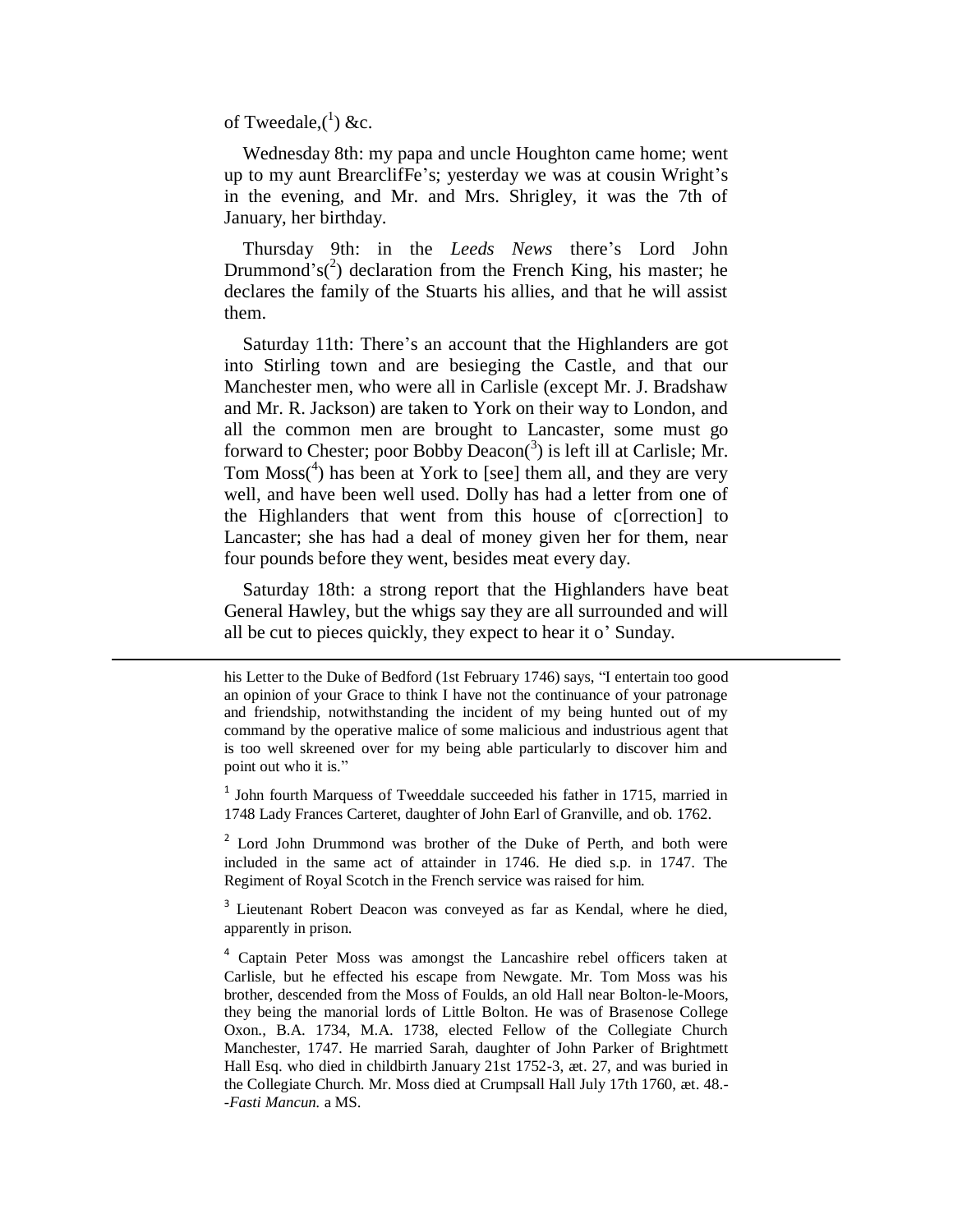of Tweedale,([1]) &c.

Wednesday 8th: my papa and uncle Houghton came home; went up to my aunt BrearclifFe's; yesterday we was at cousin Wright's in the evening, and Mr. and Mrs. Shrigley, it was the 7th of January, her birthday.

Thursday 9th: in the *Leeds News* there's Lord John Drummond's([2]) declaration from the French King, his master; he declares the family of the Stuarts his allies, and that he will assist them.

Saturday 11th: There's an account that the Highlanders are got into Stirling town and are besieging the Castle, and that our Manchester men, who were all in Carlisle (except Mr. J. Bradshaw and Mr. R. Jackson) are taken to York on their way to London, and all the common men are brought to Lancaster, some must go forward to Chester; poor Bobby Deacon([3]) is left ill at Carlisle; Mr. Tom Moss([4]) has been at York to [see] them all, and they are very well, and have been well used. Dolly has had a letter from one of the Highlanders that went from this house of c[orrection] to Lancaster; she has had a deal of money given her for them, near four pounds before they went, besides meat every day.

Saturday 18th: a strong report that the Highlanders have beat General Hawley, but the whigs say they are all surrounded and will all be cut to pieces quickly, they expect to hear it o' Sunday.

---

his Letter to the Duke of Bedford (1st February 1746) says, "I entertain too good an opinion of your Grace to think I have not the continuance of your patronage and friendship, notwithstanding the incident of my being hunted out of my command by the operative malice of some malicious and industrious agent that is too well skreened over for my being able particularly to discover him and point out who it is."

[1] John fourth Marquess of Tweeddale succeeded his father in 1715, married in 1748 Lady Frances Carteret, daughter of John Earl of Granville, and ob. 1762.

[2] Lord John Drummond was brother of the Duke of Perth, and both were included in the same act of attainder in 1746. He died s.p. in 1747. The Regiment of Royal Scotch in the French service was raised for him.

[3] Lieutenant Robert Deacon was conveyed as far as Kendal, where he died, apparently in prison.

[4] Captain Peter Moss was amongst the Lancashire rebel officers taken at Carlisle, but he effected his escape from Newgate. Mr. Tom Moss was his brother, descended from the Moss of Foulds, an old Hall near Bolton-le-Moors, they being the manorial lords of Little Bolton. He was of Brasenose College Oxon., B.A. 1734, M.A. 1738, elected Fellow of the Collegiate Church Manchester, 1747. He married Sarah, daughter of John Parker of Brightmett Hall Esq. who died in childbirth January 21st 1752-3, æt. 27, and was buried in the Collegiate Church. Mr. Moss died at Crumpsall Hall July 17th 1760, æt. 48.--*Fasti Mancun.* a MS.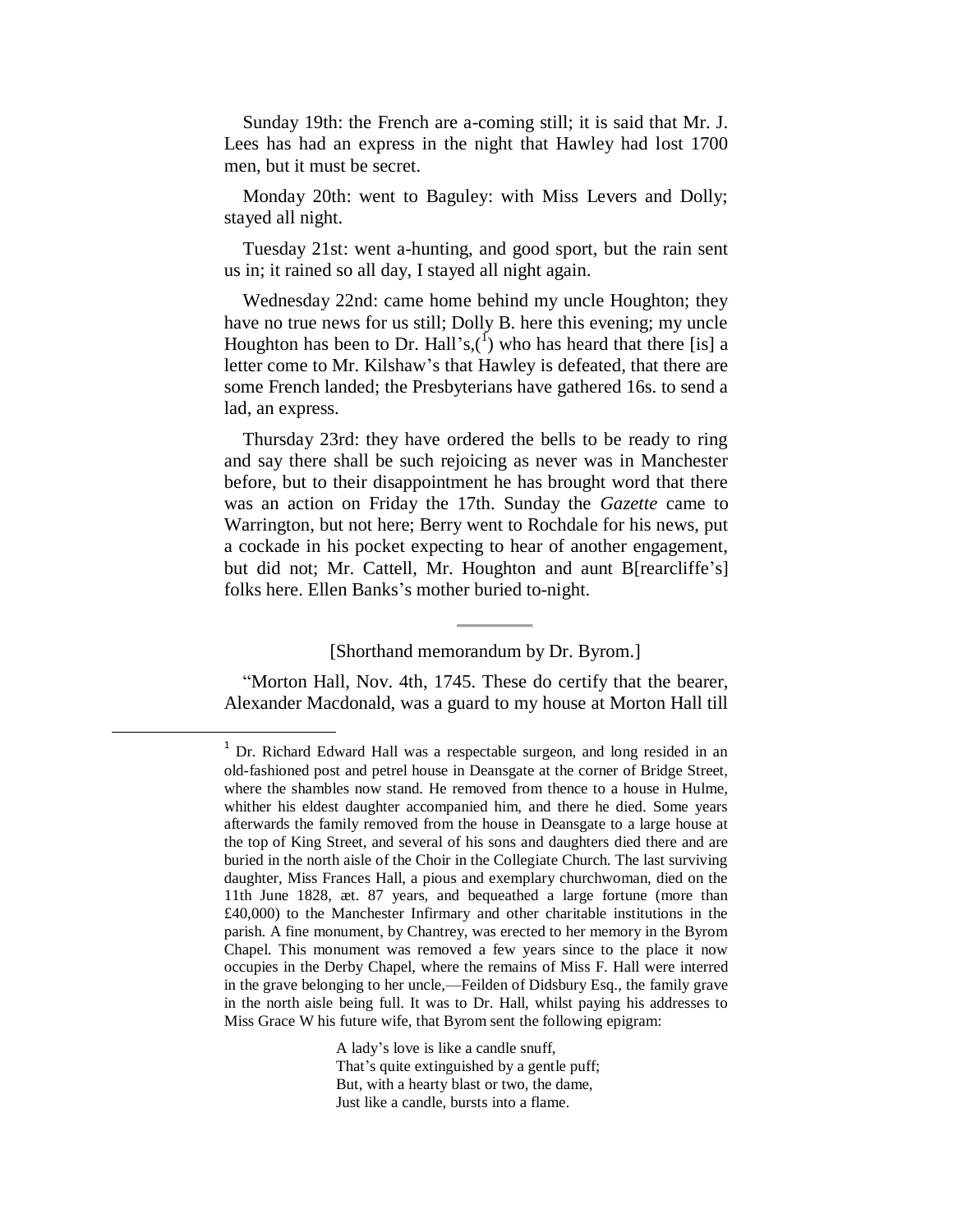Sunday 19th: the French are a-coming still; it is said that Mr. J. Lees has had an express in the night that Hawley had lost 1700 men, but it must be secret.

Monday 20th: went to Baguley: with Miss Levers and Dolly; stayed all night.

Tuesday 21st: went a-hunting, and good sport, but the rain sent us in; it rained so all day, I stayed all night again.

Wednesday 22nd: came home behind my uncle Houghton; they have no true news for us still; Dolly B. here this evening; my uncle Houghton has been to Dr. Hall's,([1]) who has heard that there [is] a letter come to Mr. Kilshaw's that Hawley is defeated, that there are some French landed; the Presbyterians have gathered 16s. to send a lad, an express.

Thursday 23rd: they have ordered the bells to be ready to ring and say there shall be such rejoicing as never was in Manchester before, but to their disappointment he has brought word that there was an action on Friday the 17th. Sunday the *Gazette* came to Warrington, but not here; Berry went to Rochdale for his news, put a cockade in his pocket expecting to hear of another engagement, but did not; Mr. Cattell, Mr. Houghton and aunt B[rearcliffe's] folks here. Ellen Banks's mother buried to-night.

---

[Shorthand memorandum by Dr. Byrom.]

"Morton Hall, Nov. 4th, 1745. These do certify that the bearer, Alexander Macdonald, was a guard to my house at Morton Hall till

---

[1] Dr. Richard Edward Hall was a respectable surgeon, and long resided in an old-fashioned post and petrel house in Deansgate at the corner of Bridge Street, where the shambles now stand. He removed from thence to a house in Hulme, whither his eldest daughter accompanied him, and there he died. Some years afterwards the family removed from the house in Deansgate to a large house at the top of King Street, and several of his sons and daughters died there and are buried in the north aisle of the Choir in the Collegiate Church. The last surviving daughter, Miss Frances Hall, a pious and exemplary churchwoman, died on the 11th June 1828, æt. 87 years, and bequeathed a large fortune (more than £40,000) to the Manchester Infirmary and other charitable institutions in the parish. A fine monument, by Chantrey, was erected to her memory in the Byrom Chapel. This monument was removed a few years since to the place it now occupies in the Derby Chapel, where the remains of Miss F. Hall were interred in the grave belonging to her uncle,—Feilden of Didsbury Esq., the family grave in the north aisle being full. It was to Dr. Hall, whilst paying his addresses to Miss Grace W his future wife, that Byrom sent the following epigram:

> A lady's love is like a candle snuff,
> That's quite extinguished by a gentle puff;
> But, with a hearty blast or two, the dame,
> Just like a candle, bursts into a flame.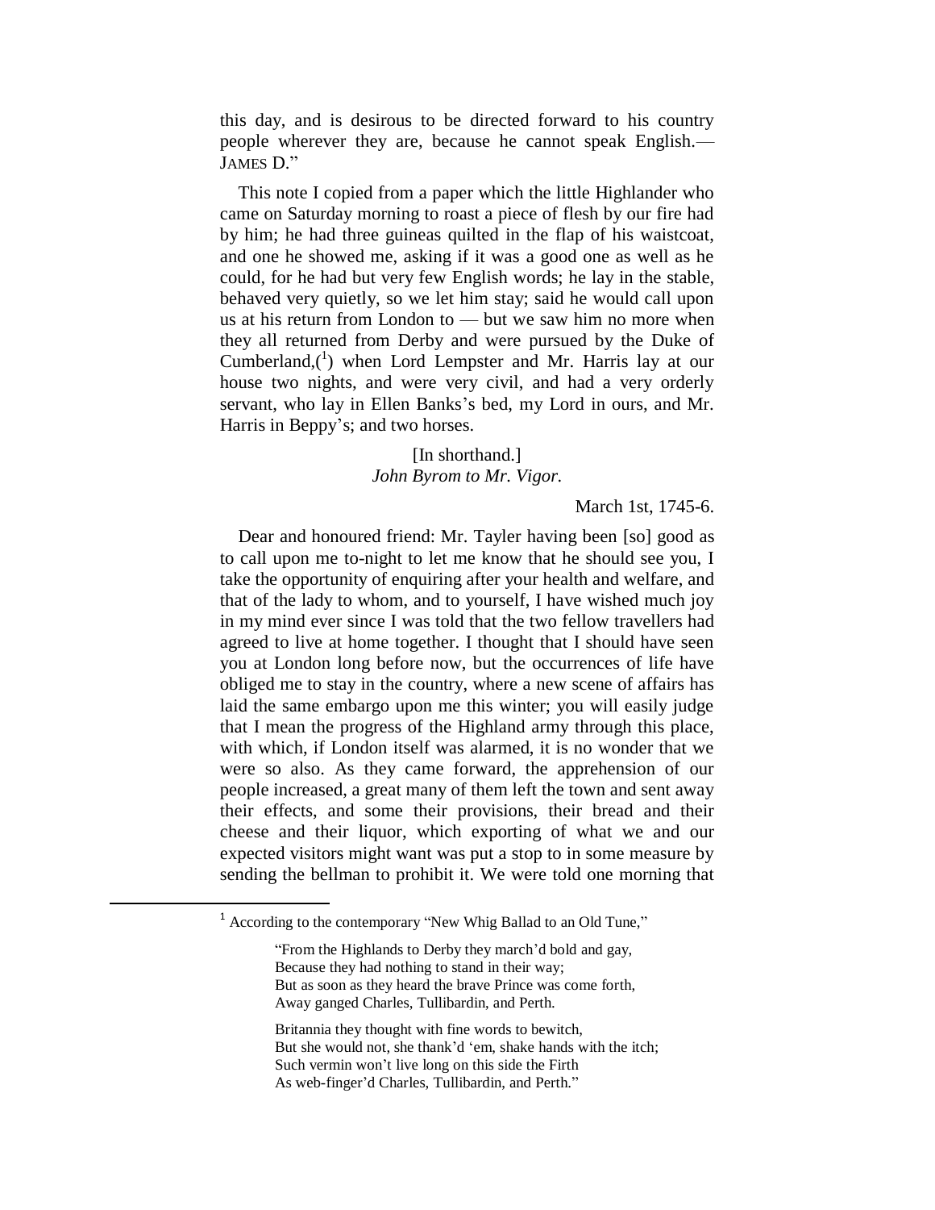this day, and is desirous to be directed forward to his country people wherever they are, because he cannot speak English.—JAMES D."

This note I copied from a paper which the little Highlander who came on Saturday morning to roast a piece of flesh by our fire had by him; he had three guineas quilted in the flap of his waistcoat, and one he showed me, asking if it was a good one as well as he could, for he had but very few English words; he lay in the stable, behaved very quietly, so we let him stay; said he would call upon us at his return from London to — but we saw him no more when they all returned from Derby and were pursued by the Duke of Cumberland,([1]) when Lord Lempster and Mr. Harris lay at our house two nights, and were very civil, and had a very orderly servant, who lay in Ellen Banks's bed, my Lord in ours, and Mr. Harris in Beppy's; and two horses.

[In shorthand.]
*John Byrom to Mr. Vigor.*

March 1st, 1745-6.

Dear and honoured friend: Mr. Tayler having been [so] good as to call upon me to-night to let me know that he should see you, I take the opportunity of enquiring after your health and welfare, and that of the lady to whom, and to yourself, I have wished much joy in my mind ever since I was told that the two fellow travellers had agreed to live at home together. I thought that I should have seen you at London long before now, but the occurrences of life have obliged me to stay in the country, where a new scene of affairs has laid the same embargo upon me this winter; you will easily judge that I mean the progress of the Highland army through this place, with which, if London itself was alarmed, it is no wonder that we were so also. As they came forward, the apprehension of our people increased, a great many of them left the town and sent away their effects, and some their provisions, their bread and their cheese and their liquor, which exporting of what we and our expected visitors might want was put a stop to in some measure by sending the bellman to prohibit it. We were told one morning that

---

[1] According to the contemporary "New Whig Ballad to an Old Tune,"

> "From the Highlands to Derby they march'd bold and gay,
> Because they had nothing to stand in their way;
> But as soon as they heard the brave Prince was come forth,
> Away ganged Charles, Tullibardin, and Perth.
>
> Britannia they thought with fine words to bewitch,
> But she would not, she thank'd 'em, shake hands with the itch;
> Such vermin won't live long on this side the Firth
> As web-finger'd Charles, Tullibardin, and Perth."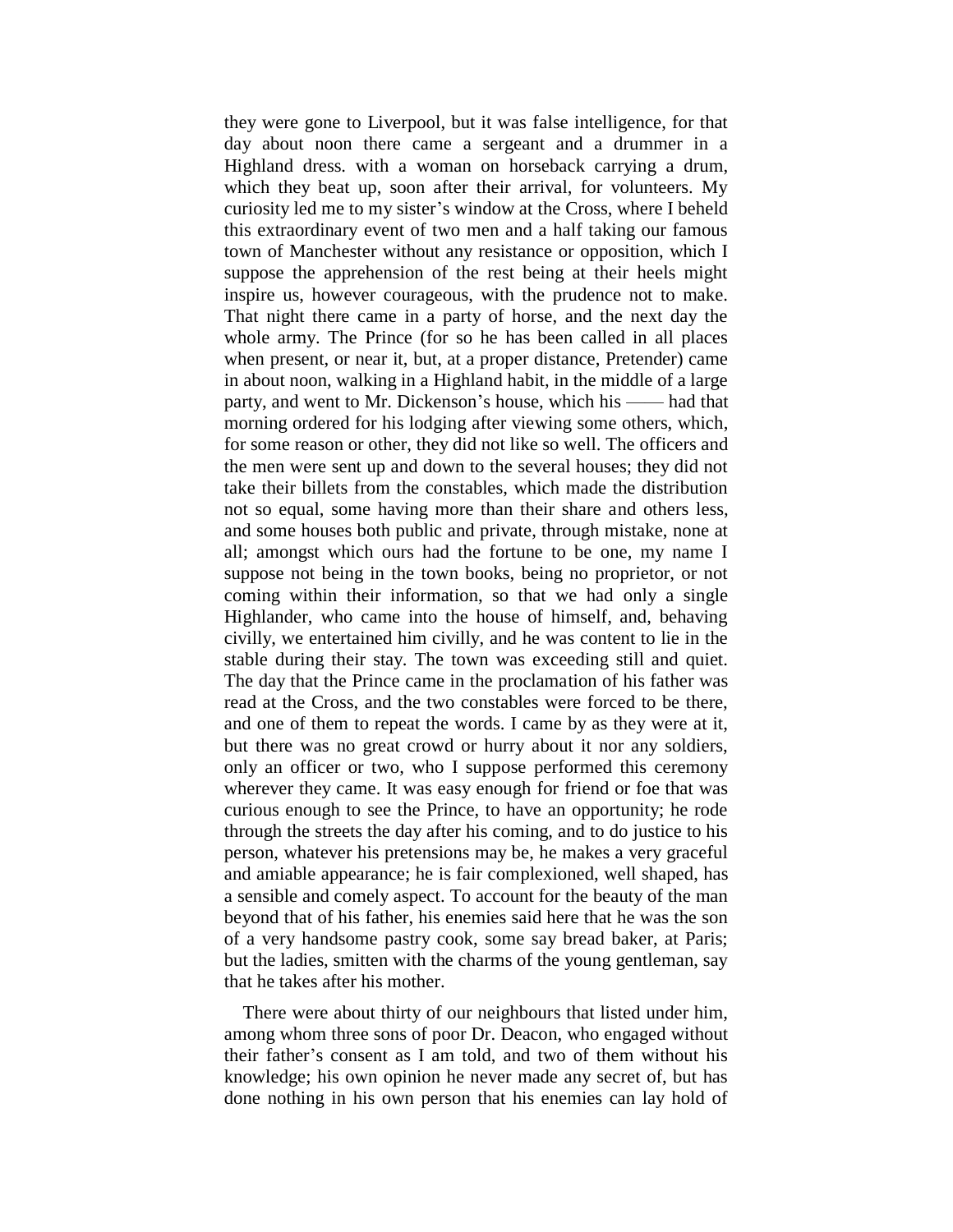they were gone to Liverpool, but it was false intelligence, for that day about noon there came a sergeant and a drummer in a Highland dress. with a woman on horseback carrying a drum, which they beat up, soon after their arrival, for volunteers. My curiosity led me to my sister's window at the Cross, where I beheld this extraordinary event of two men and a half taking our famous town of Manchester without any resistance or opposition, which I suppose the apprehension of the rest being at their heels might inspire us, however courageous, with the prudence not to make. That night there came in a party of horse, and the next day the whole army. The Prince (for so he has been called in all places when present, or near it, but, at a proper distance, Pretender) came in about noon, walking in a Highland habit, in the middle of a large party, and went to Mr. Dickenson's house, which his —— had that morning ordered for his lodging after viewing some others, which, for some reason or other, they did not like so well. The officers and the men were sent up and down to the several houses; they did not take their billets from the constables, which made the distribution not so equal, some having more than their share and others less, and some houses both public and private, through mistake, none at all; amongst which ours had the fortune to be one, my name I suppose not being in the town books, being no proprietor, or not coming within their information, so that we had only a single Highlander, who came into the house of himself, and, behaving civilly, we entertained him civilly, and he was content to lie in the stable during their stay. The town was exceeding still and quiet. The day that the Prince came in the proclamation of his father was read at the Cross, and the two constables were forced to be there, and one of them to repeat the words. I came by as they were at it, but there was no great crowd or hurry about it nor any soldiers, only an officer or two, who I suppose performed this ceremony wherever they came. It was easy enough for friend or foe that was curious enough to see the Prince, to have an opportunity; he rode through the streets the day after his coming, and to do justice to his person, whatever his pretensions may be, he makes a very graceful and amiable appearance; he is fair complexioned, well shaped, has a sensible and comely aspect. To account for the beauty of the man beyond that of his father, his enemies said here that he was the son of a very handsome pastry cook, some say bread baker, at Paris; but the ladies, smitten with the charms of the young gentleman, say that he takes after his mother.

There were about thirty of our neighbours that listed under him, among whom three sons of poor Dr. Deacon, who engaged without their father's consent as I am told, and two of them without his knowledge; his own opinion he never made any secret of, but has done nothing in his own person that his enemies can lay hold of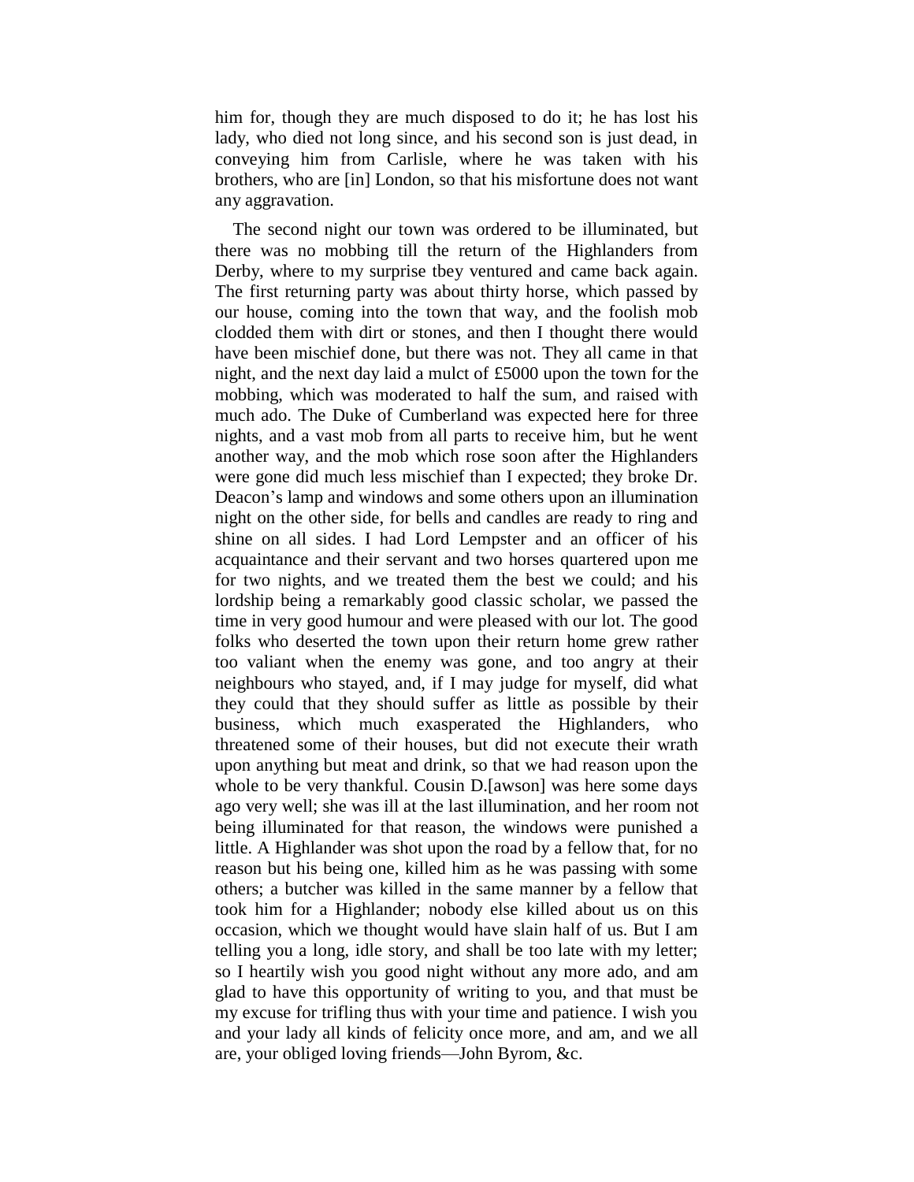him for, though they are much disposed to do it; he has lost his lady, who died not long since, and his second son is just dead, in conveying him from Carlisle, where he was taken with his brothers, who are [in] London, so that his misfortune does not want any aggravation.

The second night our town was ordered to be illuminated, but there was no mobbing till the return of the Highlanders from Derby, where to my surprise tbey ventured and came back again. The first returning party was about thirty horse, which passed by our house, coming into the town that way, and the foolish mob clodded them with dirt or stones, and then I thought there would have been mischief done, but there was not. They all came in that night, and the next day laid a mulct of £5000 upon the town for the mobbing, which was moderated to half the sum, and raised with much ado. The Duke of Cumberland was expected here for three nights, and a vast mob from all parts to receive him, but he went another way, and the mob which rose soon after the Highlanders were gone did much less mischief than I expected; they broke Dr. Deacon's lamp and windows and some others upon an illumination night on the other side, for bells and candles are ready to ring and shine on all sides. I had Lord Lempster and an officer of his acquaintance and their servant and two horses quartered upon me for two nights, and we treated them the best we could; and his lordship being a remarkably good classic scholar, we passed the time in very good humour and were pleased with our lot. The good folks who deserted the town upon their return home grew rather too valiant when the enemy was gone, and too angry at their neighbours who stayed, and, if I may judge for myself, did what they could that they should suffer as little as possible by their business, which much exasperated the Highlanders, who threatened some of their houses, but did not execute their wrath upon anything but meat and drink, so that we had reason upon the whole to be very thankful. Cousin D.[awson] was here some days ago very well; she was ill at the last illumination, and her room not being illuminated for that reason, the windows were punished a little. A Highlander was shot upon the road by a fellow that, for no reason but his being one, killed him as he was passing with some others; a butcher was killed in the same manner by a fellow that took him for a Highlander; nobody else killed about us on this occasion, which we thought would have slain half of us. But I am telling you a long, idle story, and shall be too late with my letter; so I heartily wish you good night without any more ado, and am glad to have this opportunity of writing to you, and that must be my excuse for trifling thus with your time and patience. I wish you and your lady all kinds of felicity once more, and am, and we all are, your obliged loving friends—John Byrom, &c.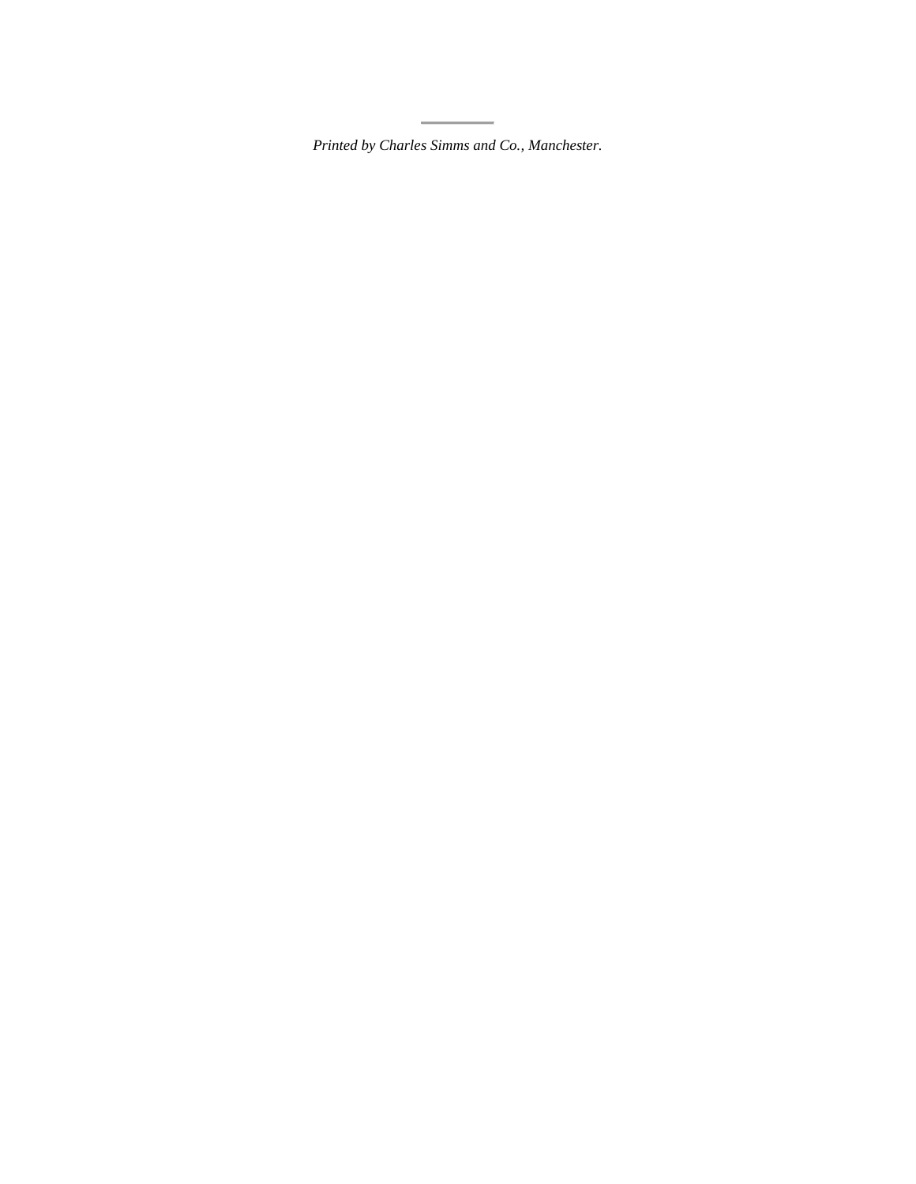---

*Printed by Charles Simms and Co., Manchester.*